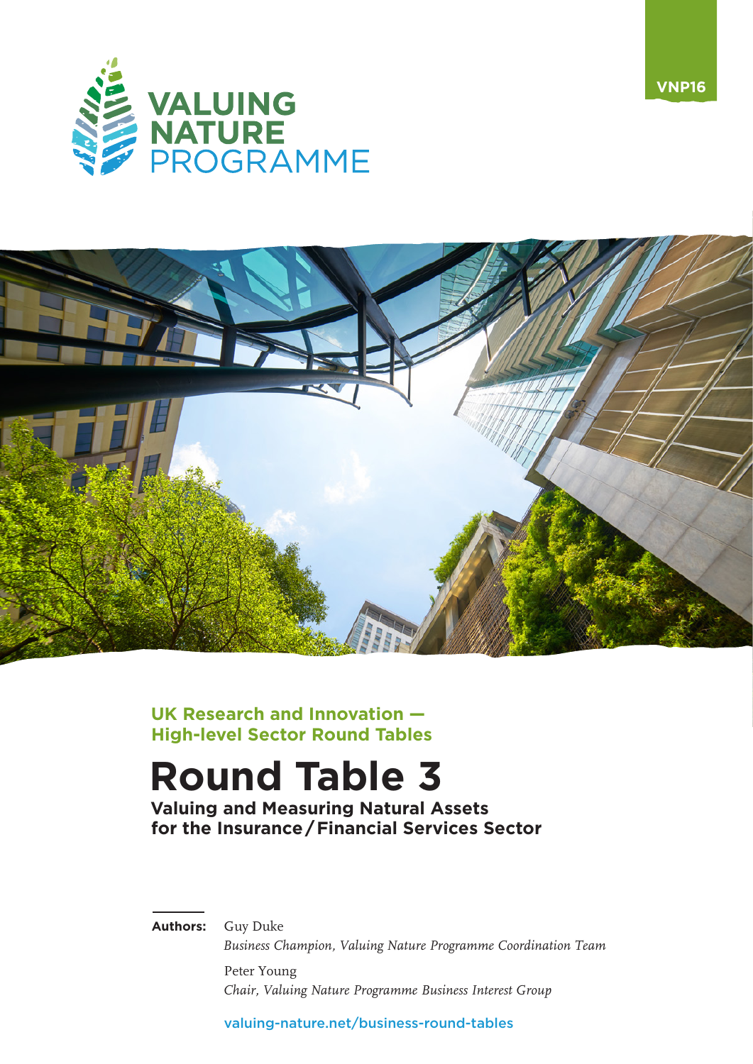VNP16

**VALUING NATURE PROGRAMME**

**UK Research and Innovation — High-level Sector Round Tables**

# Round Table 3

## Valuing and Measuring Natural Assets for the Insurance / Financial Services Sector

**Authors:** Guy Duke
*Business Champion, Valuing Nature Programme Coordination Team*

Peter Young
*Chair, Valuing Nature Programme Business Interest Group*

valuing-nature.net/business-round-tables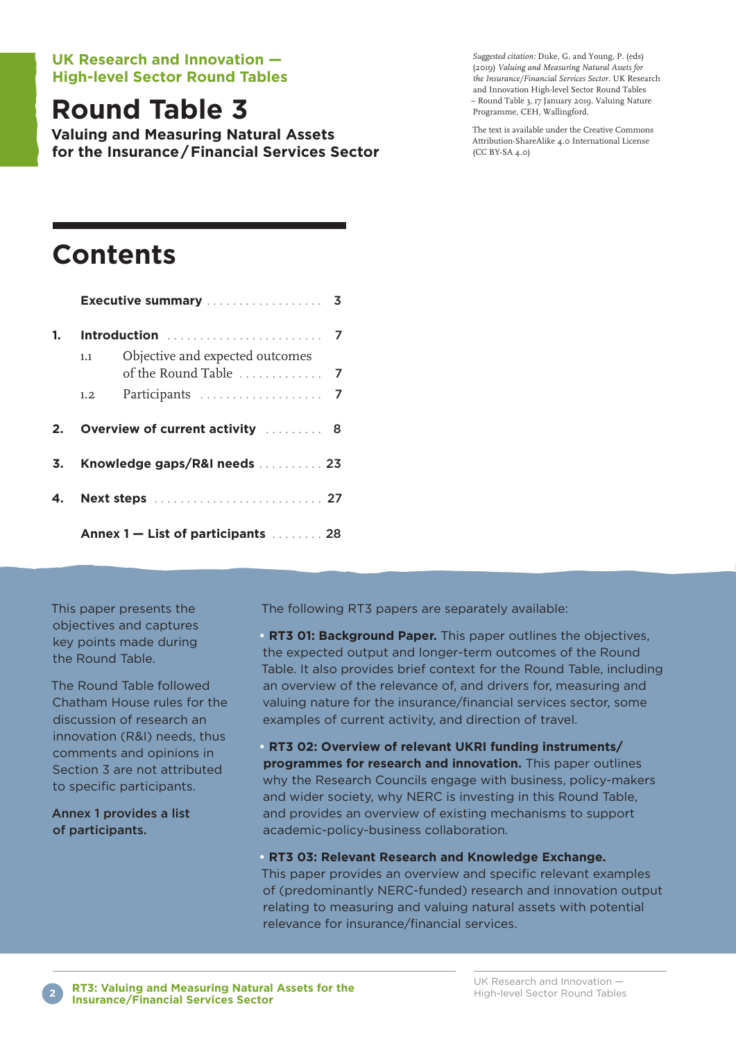UK Research and Innovation — High-level Sector Round Tables

# Round Table 3

**Valuing and Measuring Natural Assets for the Insurance/Financial Services Sector**

*Suggested citation:* Duke, G. and Young, P. (eds) (2019) *Valuing and Measuring Natural Assets for the Insurance/Financial Services Sector*. UK Research and Innovation High-level Sector Round Tables – Round Table 3, 17 January 2019. Valuing Nature Programme, CEH, Wallingford.

The text is available under the Creative Commons Attribution-ShareAlike 4.0 International License (CC BY-SA 4.0)

## Contents

| | | |
|---|---|---|
| | **Executive summary** | 3 |
| **1.** | **Introduction** | 7 |
| 1.1 | Objective and expected outcomes of the Round Table | 7 |
| 1.2 | Participants | 7 |
| **2.** | **Overview of current activity** | 8 |
| **3.** | **Knowledge gaps/R&I needs** | 23 |
| **4.** | **Next steps** | 27 |
| | **Annex 1 — List of participants** | 28 |

This paper presents the objectives and captures key points made during the Round Table.

The Round Table followed Chatham House rules for the discussion of research an innovation (R&I) needs, thus comments and opinions in Section 3 are not attributed to specific participants.

**Annex 1 provides a list of participants.**

The following RT3 papers are separately available:

- **RT3 01: Background Paper.** This paper outlines the objectives, the expected output and longer-term outcomes of the Round Table. It also provides brief context for the Round Table, including an overview of the relevance of, and drivers for, measuring and valuing nature for the insurance/financial services sector, some examples of current activity, and direction of travel.
- **RT3 02: Overview of relevant UKRI funding instruments/programmes for research and innovation.** This paper outlines why the Research Councils engage with business, policy-makers and wider society, why NERC is investing in this Round Table, and provides an overview of existing mechanisms to support academic-policy-business collaboration.
- **RT3 03: Relevant Research and Knowledge Exchange.** This paper provides an overview and specific relevant examples of (predominantly NERC-funded) research and innovation output relating to measuring and valuing natural assets with potential relevance for insurance/financial services.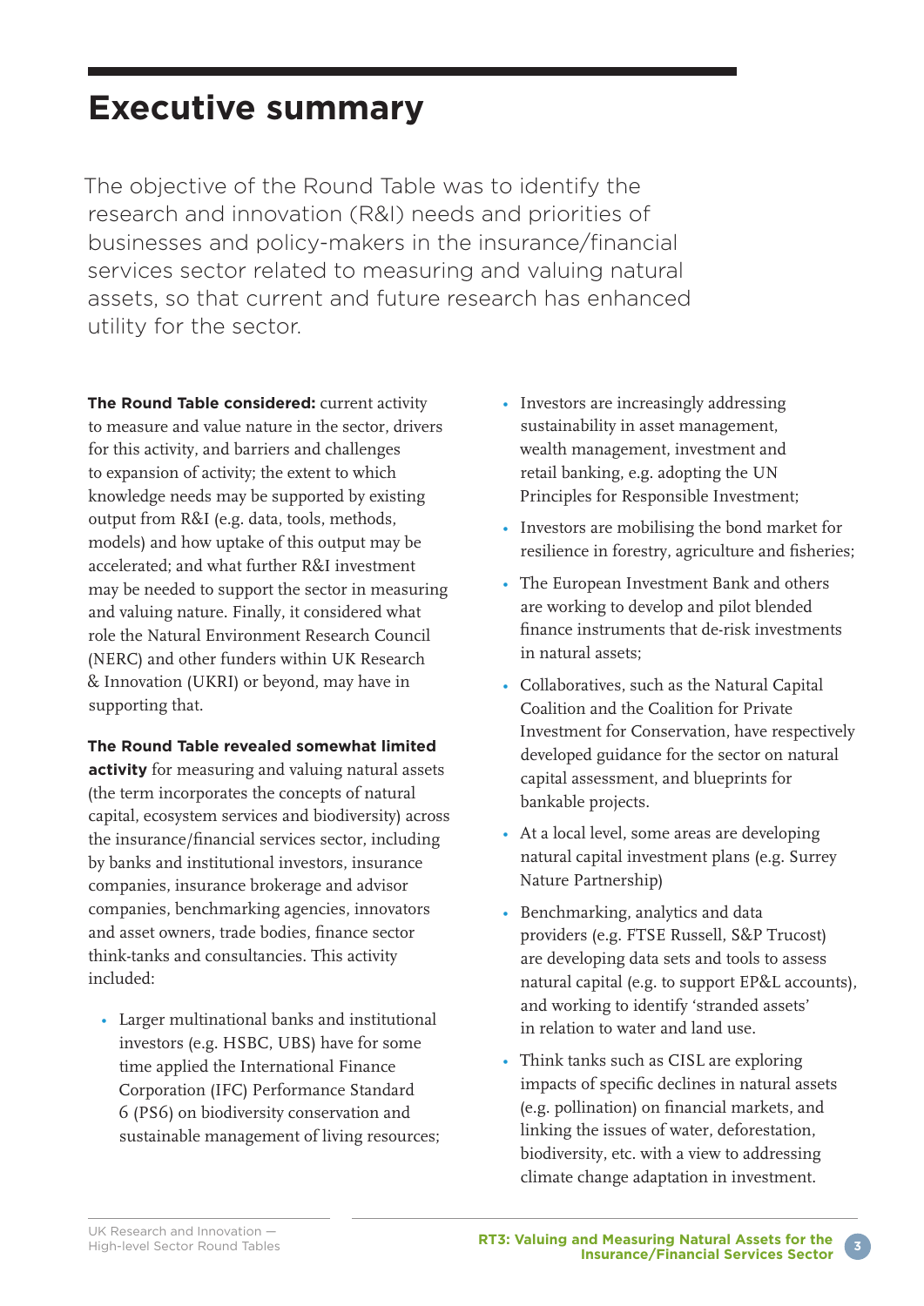# Executive summary

The objective of the Round Table was to identify the research and innovation (R&I) needs and priorities of businesses and policy-makers in the insurance/financial services sector related to measuring and valuing natural assets, so that current and future research has enhanced utility for the sector.

**The Round Table considered:** current activity to measure and value nature in the sector, drivers for this activity, and barriers and challenges to expansion of activity; the extent to which knowledge needs may be supported by existing output from R&I (e.g. data, tools, methods, models) and how uptake of this output may be accelerated; and what further R&I investment may be needed to support the sector in measuring and valuing nature. Finally, it considered what role the Natural Environment Research Council (NERC) and other funders within UK Research & Innovation (UKRI) or beyond, may have in supporting that.

**The Round Table revealed somewhat limited activity** for measuring and valuing natural assets (the term incorporates the concepts of natural capital, ecosystem services and biodiversity) across the insurance/financial services sector, including by banks and institutional investors, insurance companies, insurance brokerage and advisor companies, benchmarking agencies, innovators and asset owners, trade bodies, finance sector think-tanks and consultancies. This activity included:

- Larger multinational banks and institutional investors (e.g. HSBC, UBS) have for some time applied the International Finance Corporation (IFC) Performance Standard 6 (PS6) on biodiversity conservation and sustainable management of living resources;
- Investors are increasingly addressing sustainability in asset management, wealth management, investment and retail banking, e.g. adopting the UN Principles for Responsible Investment;
- Investors are mobilising the bond market for resilience in forestry, agriculture and fisheries;
- The European Investment Bank and others are working to develop and pilot blended finance instruments that de-risk investments in natural assets;
- Collaboratives, such as the Natural Capital Coalition and the Coalition for Private Investment for Conservation, have respectively developed guidance for the sector on natural capital assessment, and blueprints for bankable projects.
- At a local level, some areas are developing natural capital investment plans (e.g. Surrey Nature Partnership)
- Benchmarking, analytics and data providers (e.g. FTSE Russell, S&P Trucost) are developing data sets and tools to assess natural capital (e.g. to support EP&L accounts), and working to identify 'stranded assets' in relation to water and land use.
- Think tanks such as CISL are exploring impacts of specific declines in natural assets (e.g. pollination) on financial markets, and linking the issues of water, deforestation, biodiversity, etc. with a view to addressing climate change adaptation in investment.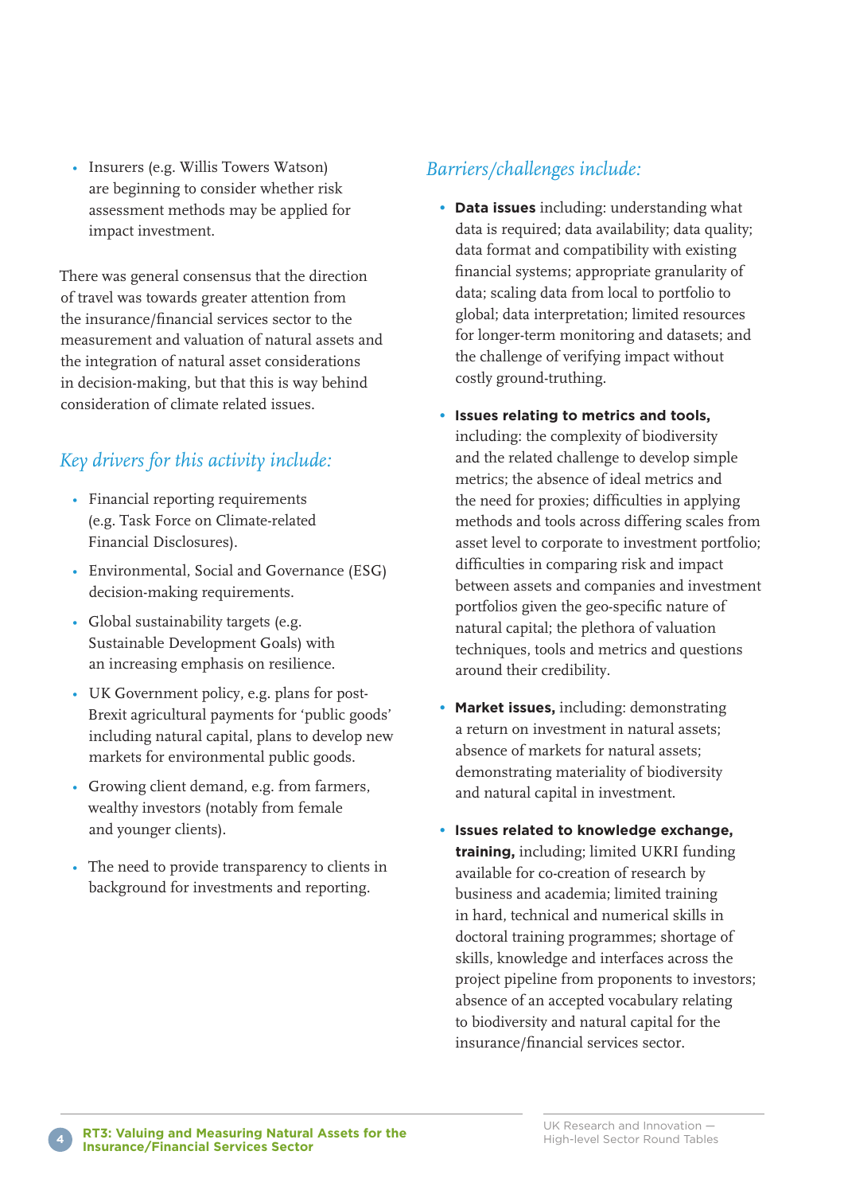- Insurers (e.g. Willis Towers Watson) are beginning to consider whether risk assessment methods may be applied for impact investment.

There was general consensus that the direction of travel was towards greater attention from the insurance/financial services sector to the measurement and valuation of natural assets and the integration of natural asset considerations in decision-making, but that this is way behind consideration of climate related issues.

## *Key drivers for this activity include:*

- Financial reporting requirements (e.g. Task Force on Climate-related Financial Disclosures).
- Environmental, Social and Governance (ESG) decision-making requirements.
- Global sustainability targets (e.g. Sustainable Development Goals) with an increasing emphasis on resilience.
- UK Government policy, e.g. plans for post-Brexit agricultural payments for 'public goods' including natural capital, plans to develop new markets for environmental public goods.
- Growing client demand, e.g. from farmers, wealthy investors (notably from female and younger clients).
- The need to provide transparency to clients in background for investments and reporting.

## *Barriers/challenges include:*

- **Data issues** including: understanding what data is required; data availability; data quality; data format and compatibility with existing financial systems; appropriate granularity of data; scaling data from local to portfolio to global; data interpretation; limited resources for longer-term monitoring and datasets; and the challenge of verifying impact without costly ground-truthing.
- **Issues relating to metrics and tools,** including: the complexity of biodiversity and the related challenge to develop simple metrics; the absence of ideal metrics and the need for proxies; difficulties in applying methods and tools across differing scales from asset level to corporate to investment portfolio; difficulties in comparing risk and impact between assets and companies and investment portfolios given the geo-specific nature of natural capital; the plethora of valuation techniques, tools and metrics and questions around their credibility.
- **Market issues,** including: demonstrating a return on investment in natural assets; absence of markets for natural assets; demonstrating materiality of biodiversity and natural capital in investment.
- **Issues related to knowledge exchange, training,** including; limited UKRI funding available for co-creation of research by business and academia; limited training in hard, technical and numerical skills in doctoral training programmes; shortage of skills, knowledge and interfaces across the project pipeline from proponents to investors; absence of an accepted vocabulary relating to biodiversity and natural capital for the insurance/financial services sector.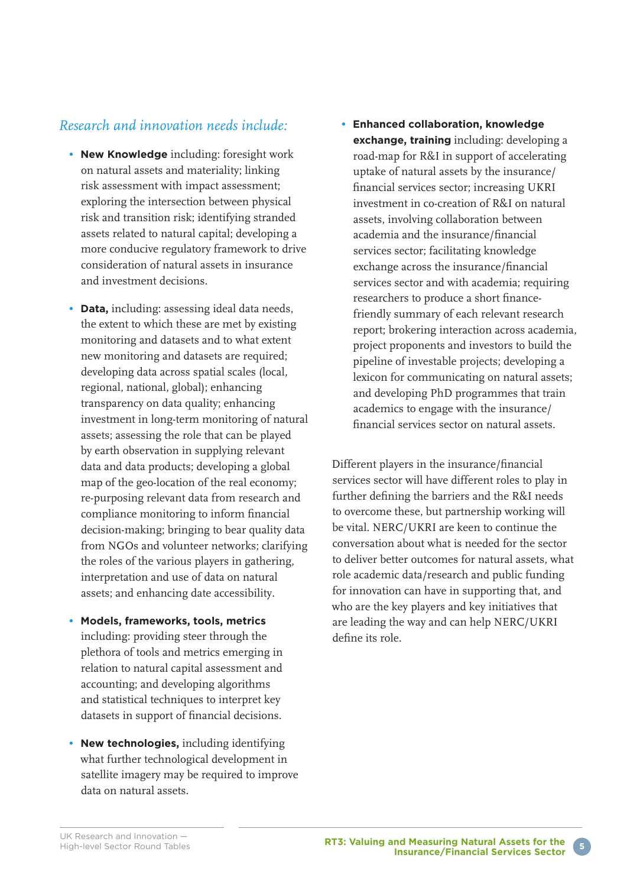*Research and innovation needs include:*

- **New Knowledge** including: foresight work on natural assets and materiality; linking risk assessment with impact assessment; exploring the intersection between physical risk and transition risk; identifying stranded assets related to natural capital; developing a more conducive regulatory framework to drive consideration of natural assets in insurance and investment decisions.

- **Data,** including: assessing ideal data needs, the extent to which these are met by existing monitoring and datasets and to what extent new monitoring and datasets are required; developing data across spatial scales (local, regional, national, global); enhancing transparency on data quality; enhancing investment in long-term monitoring of natural assets; assessing the role that can be played by earth observation in supplying relevant data and data products; developing a global map of the geo-location of the real economy; re-purposing relevant data from research and compliance monitoring to inform financial decision-making; bringing to bear quality data from NGOs and volunteer networks; clarifying the roles of the various players in gathering, interpretation and use of data on natural assets; and enhancing date accessibility.

- **Models, frameworks, tools, metrics** including: providing steer through the plethora of tools and metrics emerging in relation to natural capital assessment and accounting; and developing algorithms and statistical techniques to interpret key datasets in support of financial decisions.

- **New technologies,** including identifying what further technological development in satellite imagery may be required to improve data on natural assets.

- **Enhanced collaboration, knowledge exchange, training** including: developing a road-map for R&I in support of accelerating uptake of natural assets by the insurance/financial services sector; increasing UKRI investment in co-creation of R&I on natural assets, involving collaboration between academia and the insurance/financial services sector; facilitating knowledge exchange across the insurance/financial services sector and with academia; requiring researchers to produce a short finance-friendly summary of each relevant research report; brokering interaction across academia, project proponents and investors to build the pipeline of investable projects; developing a lexicon for communicating on natural assets; and developing PhD programmes that train academics to engage with the insurance/financial services sector on natural assets.

Different players in the insurance/financial services sector will have different roles to play in further defining the barriers and the R&I needs to overcome these, but partnership working will be vital. NERC/UKRI are keen to continue the conversation about what is needed for the sector to deliver better outcomes for natural assets, what role academic data/research and public funding for innovation can have in supporting that, and who are the key players and key initiatives that are leading the way and can help NERC/UKRI define its role.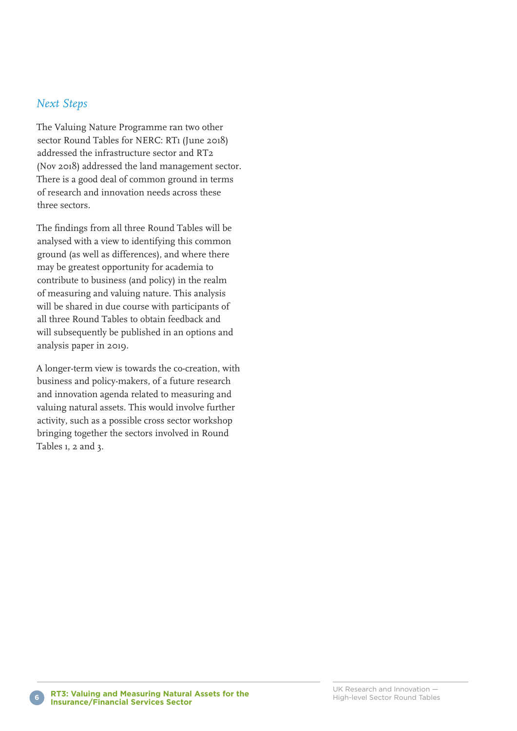## *Next Steps*

The Valuing Nature Programme ran two other sector Round Tables for NERC: RT1 (June 2018) addressed the infrastructure sector and RT2 (Nov 2018) addressed the land management sector. There is a good deal of common ground in terms of research and innovation needs across these three sectors.

The findings from all three Round Tables will be analysed with a view to identifying this common ground (as well as differences), and where there may be greatest opportunity for academia to contribute to business (and policy) in the realm of measuring and valuing nature. This analysis will be shared in due course with participants of all three Round Tables to obtain feedback and will subsequently be published in an options and analysis paper in 2019.

A longer-term view is towards the co-creation, with business and policy-makers, of a future research and innovation agenda related to measuring and valuing natural assets. This would involve further activity, such as a possible cross sector workshop bringing together the sectors involved in Round Tables 1, 2 and 3.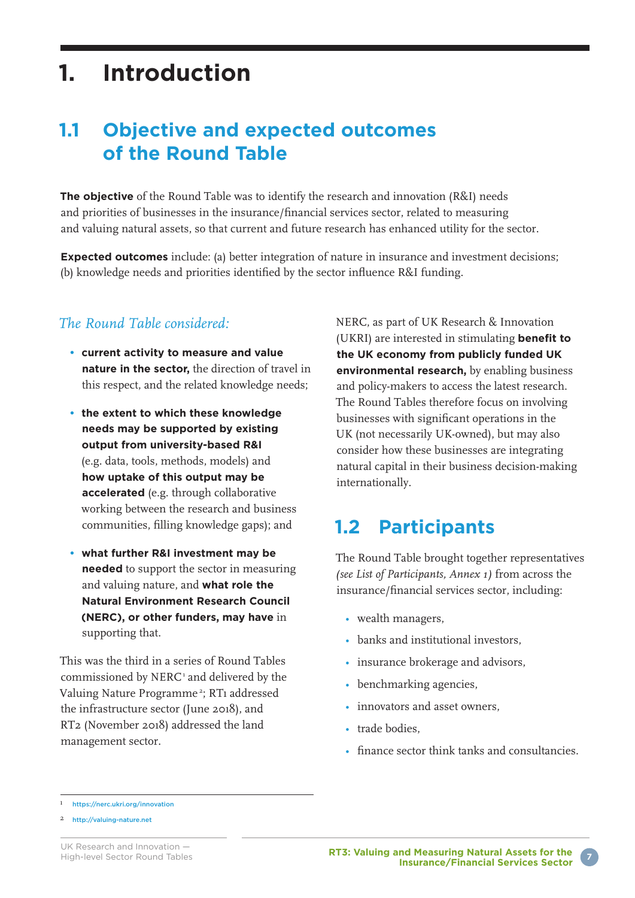# 1. Introduction

## 1.1 Objective and expected outcomes of the Round Table

**The objective** of the Round Table was to identify the research and innovation (R&I) needs and priorities of businesses in the insurance/financial services sector, related to measuring and valuing natural assets, so that current and future research has enhanced utility for the sector.

**Expected outcomes** include: (a) better integration of nature in insurance and investment decisions; (b) knowledge needs and priorities identified by the sector influence R&I funding.

*The Round Table considered:*

- **current activity to measure and value nature in the sector,** the direction of travel in this respect, and the related knowledge needs;
- **the extent to which these knowledge needs may be supported by existing output from university-based R&I** (e.g. data, tools, methods, models) and **how uptake of this output may be accelerated** (e.g. through collaborative working between the research and business communities, filling knowledge gaps); and
- **what further R&I investment may be needed** to support the sector in measuring and valuing nature, and **what role the Natural Environment Research Council (NERC), or other funders, may have** in supporting that.

This was the third in a series of Round Tables commissioned by NERC[1] and delivered by the Valuing Nature Programme[2]; RT1 addressed the infrastructure sector (June 2018), and RT2 (November 2018) addressed the land management sector.

NERC, as part of UK Research & Innovation (UKRI) are interested in stimulating **benefit to the UK economy from publicly funded UK environmental research,** by enabling business and policy-makers to access the latest research. The Round Tables therefore focus on involving businesses with significant operations in the UK (not necessarily UK-owned), but may also consider how these businesses are integrating natural capital in their business decision-making internationally.

## 1.2 Participants

The Round Table brought together representatives *(see List of Participants, Annex 1)* from across the insurance/financial services sector, including:

- wealth managers,
- banks and institutional investors,
- insurance brokerage and advisors,
- benchmarking agencies,
- innovators and asset owners,
- trade bodies,
- finance sector think tanks and consultancies.

[1] https://nerc.ukri.org/innovation

[2] http://valuing-nature.net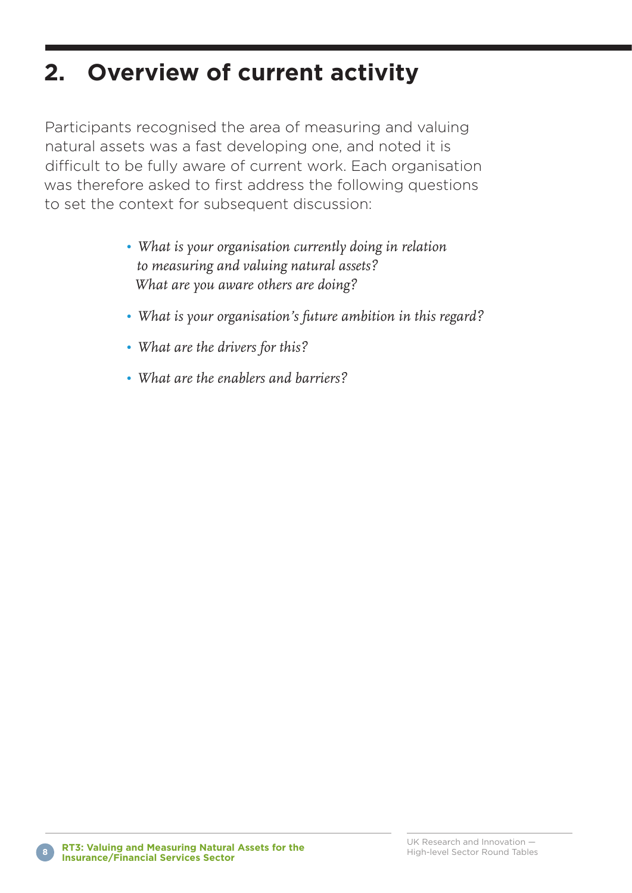## 2. Overview of current activity

Participants recognised the area of measuring and valuing natural assets was a fast developing one, and noted it is difficult to be fully aware of current work. Each organisation was therefore asked to first address the following questions to set the context for subsequent discussion:

- *What is your organisation currently doing in relation to measuring and valuing natural assets? What are you aware others are doing?*
- *What is your organisation's future ambition in this regard?*
- *What are the drivers for this?*
- *What are the enablers and barriers?*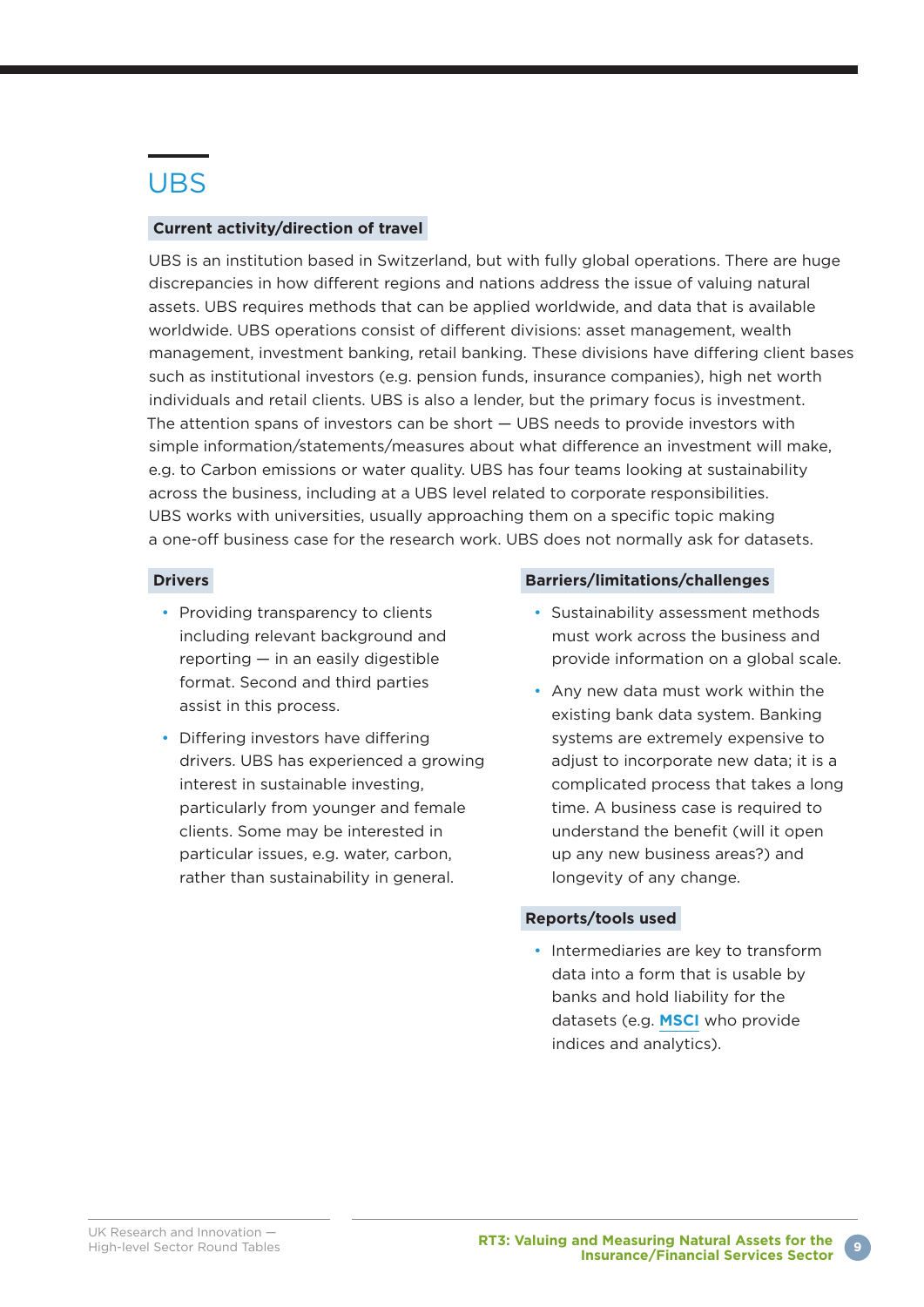## UBS

### Current activity/direction of travel

UBS is an institution based in Switzerland, but with fully global operations. There are huge discrepancies in how different regions and nations address the issue of valuing natural assets. UBS requires methods that can be applied worldwide, and data that is available worldwide. UBS operations consist of different divisions: asset management, wealth management, investment banking, retail banking. These divisions have differing client bases such as institutional investors (e.g. pension funds, insurance companies), high net worth individuals and retail clients. UBS is also a lender, but the primary focus is investment. The attention spans of investors can be short — UBS needs to provide investors with simple information/statements/measures about what difference an investment will make, e.g. to Carbon emissions or water quality. UBS has four teams looking at sustainability across the business, including at a UBS level related to corporate responsibilities. UBS works with universities, usually approaching them on a specific topic making a one-off business case for the research work. UBS does not normally ask for datasets.

### Drivers

- Providing transparency to clients including relevant background and reporting — in an easily digestible format. Second and third parties assist in this process.
- Differing investors have differing drivers. UBS has experienced a growing interest in sustainable investing, particularly from younger and female clients. Some may be interested in particular issues, e.g. water, carbon, rather than sustainability in general.

### Barriers/limitations/challenges

- Sustainability assessment methods must work across the business and provide information on a global scale.
- Any new data must work within the existing bank data system. Banking systems are extremely expensive to adjust to incorporate new data; it is a complicated process that takes a long time. A business case is required to understand the benefit (will it open up any new business areas?) and longevity of any change.

### Reports/tools used

- Intermediaries are key to transform data into a form that is usable by banks and hold liability for the datasets (e.g. **MSCI** who provide indices and analytics).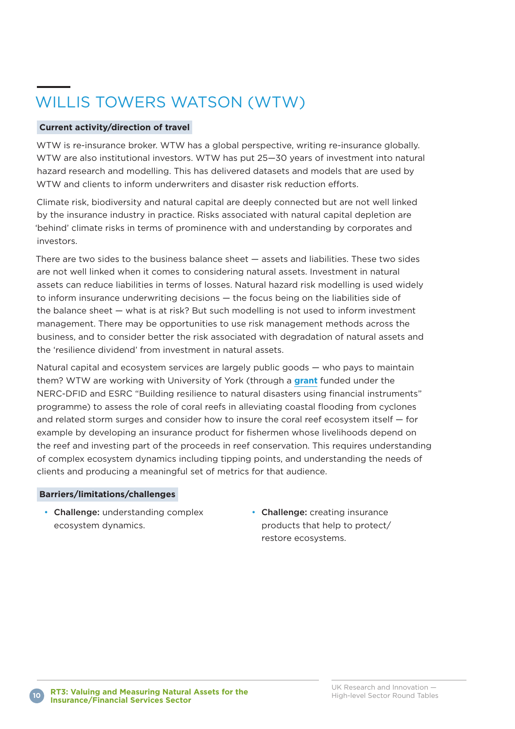# WILLIS TOWERS WATSON (WTW)

**Current activity/direction of travel**

WTW is re-insurance broker. WTW has a global perspective, writing re-insurance globally. WTW are also institutional investors. WTW has put 25—30 years of investment into natural hazard research and modelling. This has delivered datasets and models that are used by WTW and clients to inform underwriters and disaster risk reduction efforts.

Climate risk, biodiversity and natural capital are deeply connected but are not well linked by the insurance industry in practice. Risks associated with natural capital depletion are 'behind' climate risks in terms of prominence with and understanding by corporates and investors.

There are two sides to the business balance sheet — assets and liabilities. These two sides are not well linked when it comes to considering natural assets. Investment in natural assets can reduce liabilities in terms of losses. Natural hazard risk modelling is used widely to inform insurance underwriting decisions — the focus being on the liabilities side of the balance sheet — what is at risk? But such modelling is not used to inform investment management. There may be opportunities to use risk management methods across the business, and to consider better the risk associated with degradation of natural assets and the 'resilience dividend' from investment in natural assets.

Natural capital and ecosystem services are largely public goods — who pays to maintain them? WTW are working with University of York (through a **grant** funded under the NERC-DFID and ESRC "Building resilience to natural disasters using financial instruments" programme) to assess the role of coral reefs in alleviating coastal flooding from cyclones and related storm surges and consider how to insure the coral reef ecosystem itself — for example by developing an insurance product for fishermen whose livelihoods depend on the reef and investing part of the proceeds in reef conservation. This requires understanding of complex ecosystem dynamics including tipping points, and understanding the needs of clients and producing a meaningful set of metrics for that audience.

**Barriers/limitations/challenges**

- **Challenge:** understanding complex ecosystem dynamics.
- **Challenge:** creating insurance products that help to protect/restore ecosystems.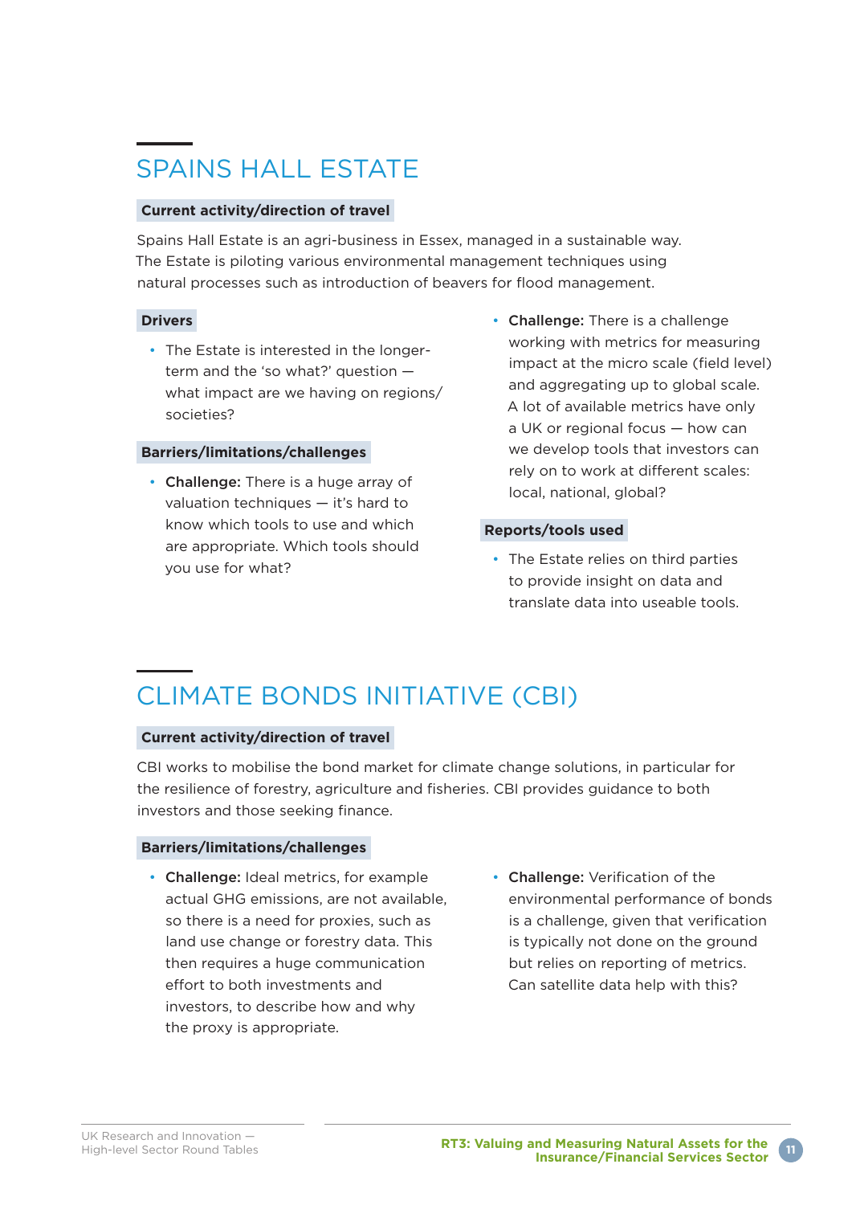## SPAINS HALL ESTATE

**Current activity/direction of travel**

Spains Hall Estate is an agri-business in Essex, managed in a sustainable way. The Estate is piloting various environmental management techniques using natural processes such as introduction of beavers for flood management.

**Drivers**

- The Estate is interested in the longer-term and the 'so what?' question — what impact are we having on regions/societies?

**Barriers/limitations/challenges**

- **Challenge:** There is a huge array of valuation techniques — it's hard to know which tools to use and which are appropriate. Which tools should you use for what?
- **Challenge:** There is a challenge working with metrics for measuring impact at the micro scale (field level) and aggregating up to global scale. A lot of available metrics have only a UK or regional focus — how can we develop tools that investors can rely on to work at different scales: local, national, global?

**Reports/tools used**

- The Estate relies on third parties to provide insight on data and translate data into useable tools.

## CLIMATE BONDS INITIATIVE (CBI)

**Current activity/direction of travel**

CBI works to mobilise the bond market for climate change solutions, in particular for the resilience of forestry, agriculture and fisheries. CBI provides guidance to both investors and those seeking finance.

**Barriers/limitations/challenges**

- **Challenge:** Ideal metrics, for example actual GHG emissions, are not available, so there is a need for proxies, such as land use change or forestry data. This then requires a huge communication effort to both investments and investors, to describe how and why the proxy is appropriate.
- **Challenge:** Verification of the environmental performance of bonds is a challenge, given that verification is typically not done on the ground but relies on reporting of metrics. Can satellite data help with this?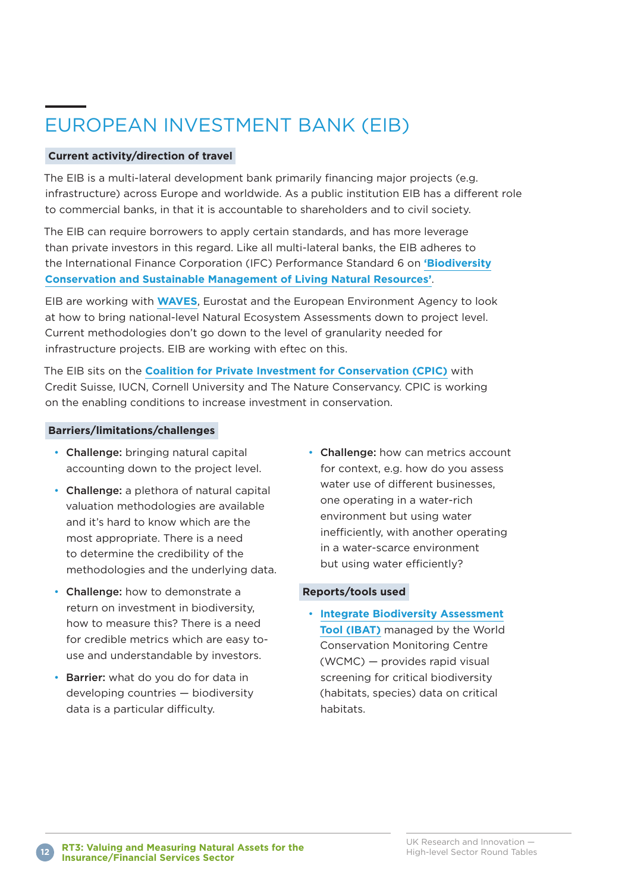# EUROPEAN INVESTMENT BANK (EIB)

**Current activity/direction of travel**

The EIB is a multi-lateral development bank primarily financing major projects (e.g. infrastructure) across Europe and worldwide. As a public institution EIB has a different role to commercial banks, in that it is accountable to shareholders and to civil society.

The EIB can require borrowers to apply certain standards, and has more leverage than private investors in this regard. Like all multi-lateral banks, the EIB adheres to the International Finance Corporation (IFC) Performance Standard 6 on **'Biodiversity Conservation and Sustainable Management of Living Natural Resources'**.

EIB are working with **WAVES**, Eurostat and the European Environment Agency to look at how to bring national-level Natural Ecosystem Assessments down to project level. Current methodologies don't go down to the level of granularity needed for infrastructure projects. EIB are working with eftec on this.

The EIB sits on the **Coalition for Private Investment for Conservation (CPIC)** with Credit Suisse, IUCN, Cornell University and The Nature Conservancy. CPIC is working on the enabling conditions to increase investment in conservation.

**Barriers/limitations/challenges**

- **Challenge:** bringing natural capital accounting down to the project level.
- **Challenge:** a plethora of natural capital valuation methodologies are available and it's hard to know which are the most appropriate. There is a need to determine the credibility of the methodologies and the underlying data.
- **Challenge:** how to demonstrate a return on investment in biodiversity, how to measure this? There is a need for credible metrics which are easy to-use and understandable by investors.
- **Barrier:** what do you do for data in developing countries — biodiversity data is a particular difficulty.
- **Challenge:** how can metrics account for context, e.g. how do you assess water use of different businesses, one operating in a water-rich environment but using water inefficiently, with another operating in a water-scarce environment but using water efficiently?

**Reports/tools used**

- **Integrate Biodiversity Assessment Tool (IBAT)** managed by the World Conservation Monitoring Centre (WCMC) — provides rapid visual screening for critical biodiversity (habitats, species) data on critical habitats.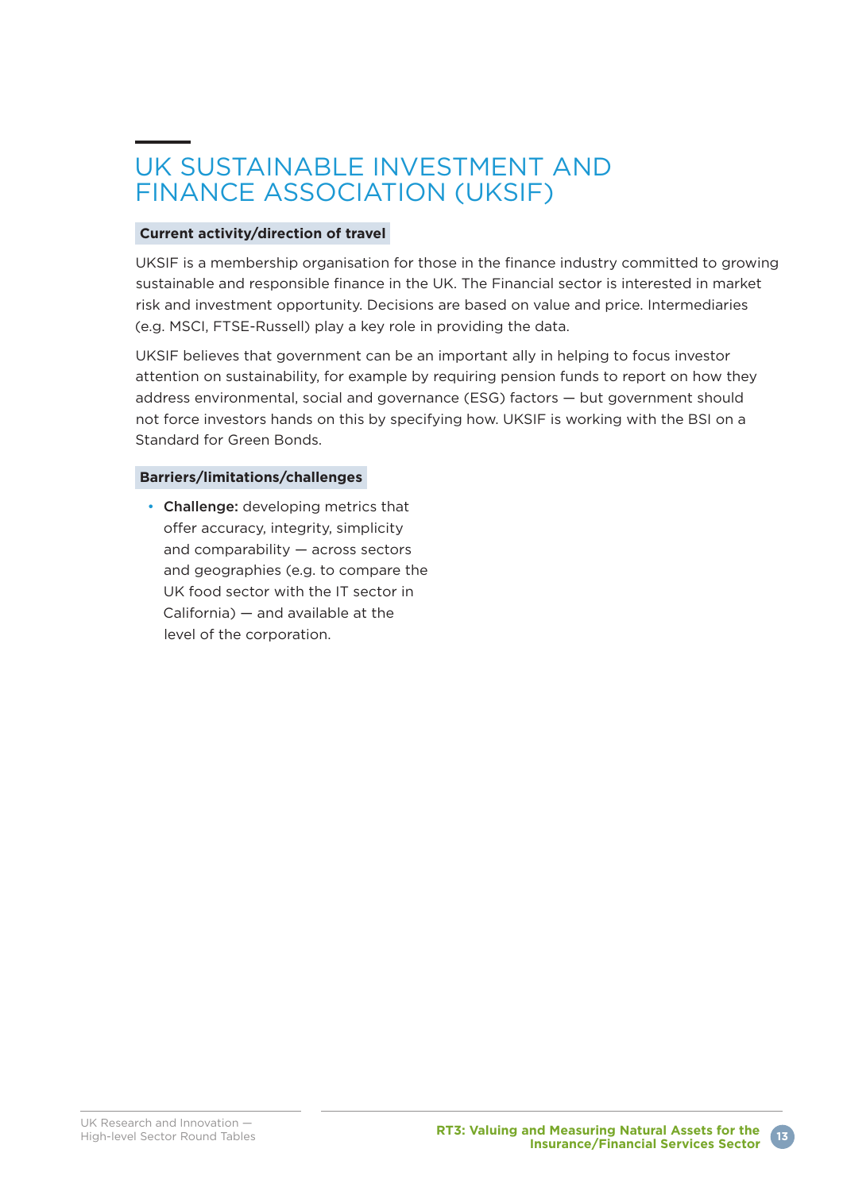# UK SUSTAINABLE INVESTMENT AND FINANCE ASSOCIATION (UKSIF)

### Current activity/direction of travel

UKSIF is a membership organisation for those in the finance industry committed to growing sustainable and responsible finance in the UK. The Financial sector is interested in market risk and investment opportunity. Decisions are based on value and price. Intermediaries (e.g. MSCI, FTSE-Russell) play a key role in providing the data.

UKSIF believes that government can be an important ally in helping to focus investor attention on sustainability, for example by requiring pension funds to report on how they address environmental, social and governance (ESG) factors — but government should not force investors hands on this by specifying how. UKSIF is working with the BSI on a Standard for Green Bonds.

### Barriers/limitations/challenges

- **Challenge:** developing metrics that offer accuracy, integrity, simplicity and comparability — across sectors and geographies (e.g. to compare the UK food sector with the IT sector in California) — and available at the level of the corporation.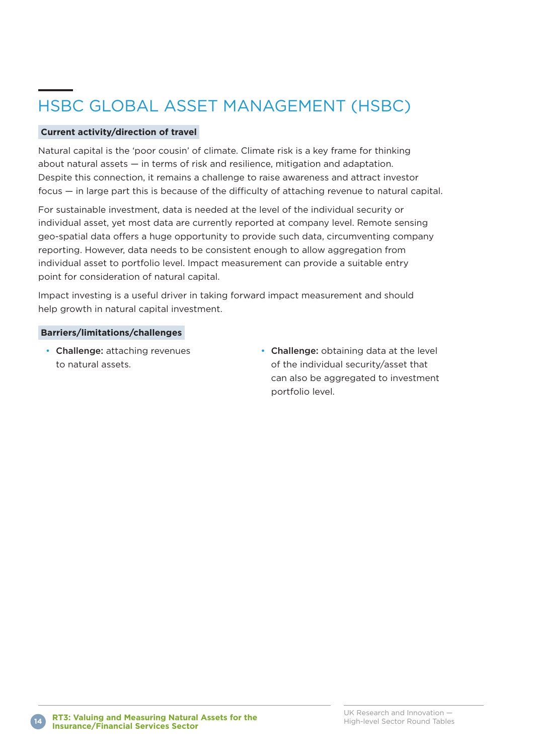# HSBC GLOBAL ASSET MANAGEMENT (HSBC)

**Current activity/direction of travel**

Natural capital is the 'poor cousin' of climate. Climate risk is a key frame for thinking about natural assets — in terms of risk and resilience, mitigation and adaptation. Despite this connection, it remains a challenge to raise awareness and attract investor focus — in large part this is because of the difficulty of attaching revenue to natural capital.

For sustainable investment, data is needed at the level of the individual security or individual asset, yet most data are currently reported at company level. Remote sensing geo-spatial data offers a huge opportunity to provide such data, circumventing company reporting. However, data needs to be consistent enough to allow aggregation from individual asset to portfolio level. Impact measurement can provide a suitable entry point for consideration of natural capital.

Impact investing is a useful driver in taking forward impact measurement and should help growth in natural capital investment.

**Barriers/limitations/challenges**

- **Challenge:** attaching revenues to natural assets.
- **Challenge:** obtaining data at the level of the individual security/asset that can also be aggregated to investment portfolio level.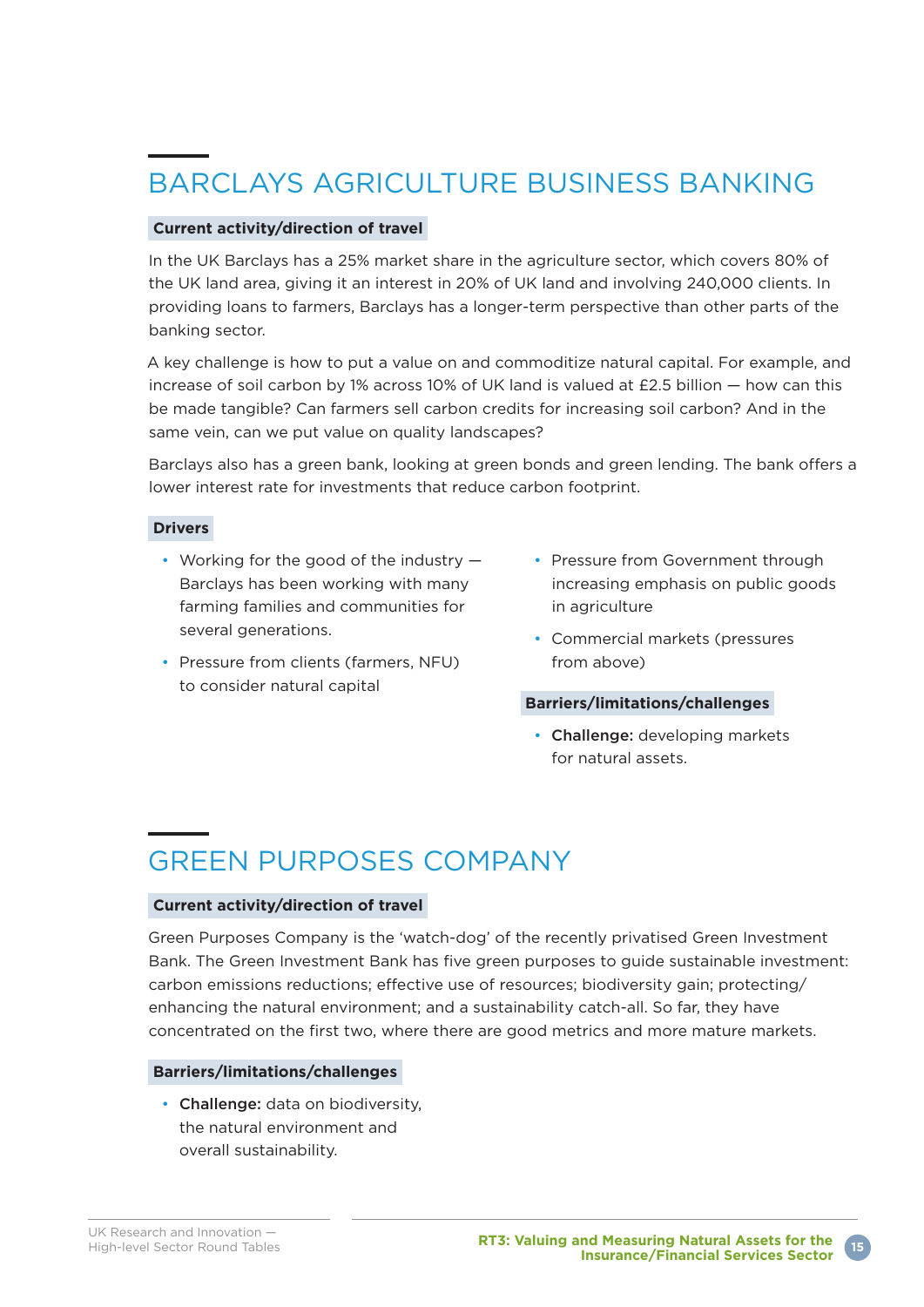## BARCLAYS AGRICULTURE BUSINESS BANKING

**Current activity/direction of travel**

In the UK Barclays has a 25% market share in the agriculture sector, which covers 80% of the UK land area, giving it an interest in 20% of UK land and involving 240,000 clients. In providing loans to farmers, Barclays has a longer-term perspective than other parts of the banking sector.

A key challenge is how to put a value on and commoditize natural capital. For example, and increase of soil carbon by 1% across 10% of UK land is valued at £2.5 billion — how can this be made tangible? Can farmers sell carbon credits for increasing soil carbon? And in the same vein, can we put value on quality landscapes?

Barclays also has a green bank, looking at green bonds and green lending. The bank offers a lower interest rate for investments that reduce carbon footprint.

**Drivers**

- Working for the good of the industry — Barclays has been working with many farming families and communities for several generations.
- Pressure from clients (farmers, NFU) to consider natural capital
- Pressure from Government through increasing emphasis on public goods in agriculture
- Commercial markets (pressures from above)

**Barriers/limitations/challenges**

- **Challenge:** developing markets for natural assets.

## GREEN PURPOSES COMPANY

**Current activity/direction of travel**

Green Purposes Company is the 'watch-dog' of the recently privatised Green Investment Bank. The Green Investment Bank has five green purposes to guide sustainable investment: carbon emissions reductions; effective use of resources; biodiversity gain; protecting/enhancing the natural environment; and a sustainability catch-all. So far, they have concentrated on the first two, where there are good metrics and more mature markets.

**Barriers/limitations/challenges**

- **Challenge:** data on biodiversity, the natural environment and overall sustainability.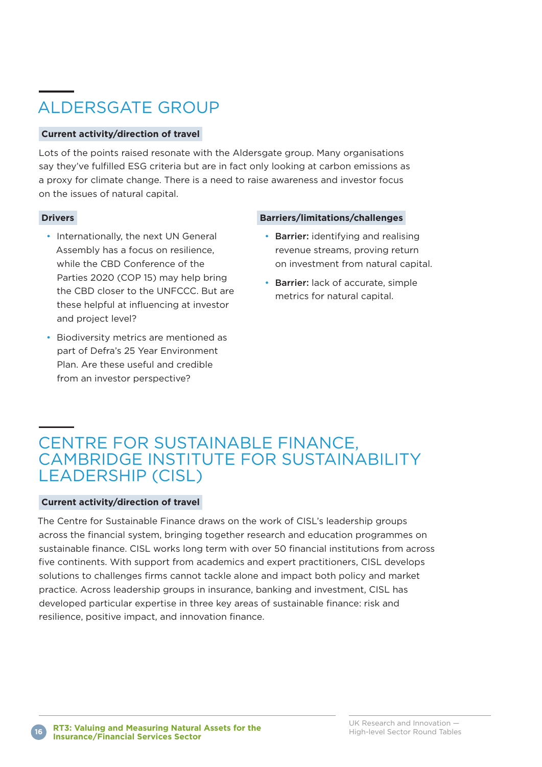## ALDERSGATE GROUP

**Current activity/direction of travel**

Lots of the points raised resonate with the Aldersgate group. Many organisations say they've fulfilled ESG criteria but are in fact only looking at carbon emissions as a proxy for climate change. There is a need to raise awareness and investor focus on the issues of natural capital.

**Drivers**

- Internationally, the next UN General Assembly has a focus on resilience, while the CBD Conference of the Parties 2020 (COP 15) may help bring the CBD closer to the UNFCCC. But are these helpful at influencing at investor and project level?
- Biodiversity metrics are mentioned as part of Defra's 25 Year Environment Plan. Are these useful and credible from an investor perspective?

**Barriers/limitations/challenges**

- **Barrier:** identifying and realising revenue streams, proving return on investment from natural capital.
- **Barrier:** lack of accurate, simple metrics for natural capital.

## CENTRE FOR SUSTAINABLE FINANCE, CAMBRIDGE INSTITUTE FOR SUSTAINABILITY LEADERSHIP (CISL)

**Current activity/direction of travel**

The Centre for Sustainable Finance draws on the work of CISL's leadership groups across the financial system, bringing together research and education programmes on sustainable finance. CISL works long term with over 50 financial institutions from across five continents. With support from academics and expert practitioners, CISL develops solutions to challenges firms cannot tackle alone and impact both policy and market practice. Across leadership groups in insurance, banking and investment, CISL has developed particular expertise in three key areas of sustainable finance: risk and resilience, positive impact, and innovation finance.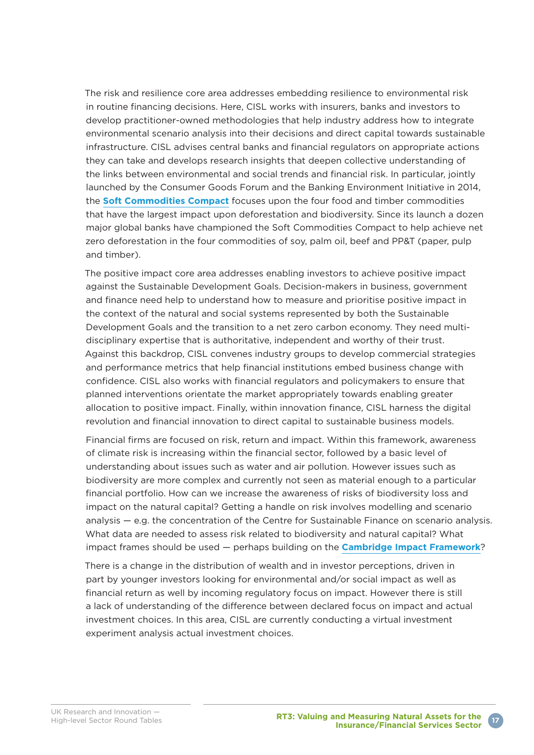The risk and resilience core area addresses embedding resilience to environmental risk in routine financing decisions. Here, CISL works with insurers, banks and investors to develop practitioner-owned methodologies that help industry address how to integrate environmental scenario analysis into their decisions and direct capital towards sustainable infrastructure. CISL advises central banks and financial regulators on appropriate actions they can take and develops research insights that deepen collective understanding of the links between environmental and social trends and financial risk. In particular, jointly launched by the Consumer Goods Forum and the Banking Environment Initiative in 2014, the **Soft Commodities Compact** focuses upon the four food and timber commodities that have the largest impact upon deforestation and biodiversity. Since its launch a dozen major global banks have championed the Soft Commodities Compact to help achieve net zero deforestation in the four commodities of soy, palm oil, beef and PP&T (paper, pulp and timber).

The positive impact core area addresses enabling investors to achieve positive impact against the Sustainable Development Goals. Decision-makers in business, government and finance need help to understand how to measure and prioritise positive impact in the context of the natural and social systems represented by both the Sustainable Development Goals and the transition to a net zero carbon economy. They need multi-disciplinary expertise that is authoritative, independent and worthy of their trust. Against this backdrop, CISL convenes industry groups to develop commercial strategies and performance metrics that help financial institutions embed business change with confidence. CISL also works with financial regulators and policymakers to ensure that planned interventions orientate the market appropriately towards enabling greater allocation to positive impact. Finally, within innovation finance, CISL harness the digital revolution and financial innovation to direct capital to sustainable business models.

Financial firms are focused on risk, return and impact. Within this framework, awareness of climate risk is increasing within the financial sector, followed by a basic level of understanding about issues such as water and air pollution. However issues such as biodiversity are more complex and currently not seen as material enough to a particular financial portfolio. How can we increase the awareness of risks of biodiversity loss and impact on the natural capital? Getting a handle on risk involves modelling and scenario analysis — e.g. the concentration of the Centre for Sustainable Finance on scenario analysis. What data are needed to assess risk related to biodiversity and natural capital? What impact frames should be used — perhaps building on the **Cambridge Impact Framework**?

There is a change in the distribution of wealth and in investor perceptions, driven in part by younger investors looking for environmental and/or social impact as well as financial return as well by incoming regulatory focus on impact. However there is still a lack of understanding of the difference between declared focus on impact and actual investment choices. In this area, CISL are currently conducting a virtual investment experiment analysis actual investment choices.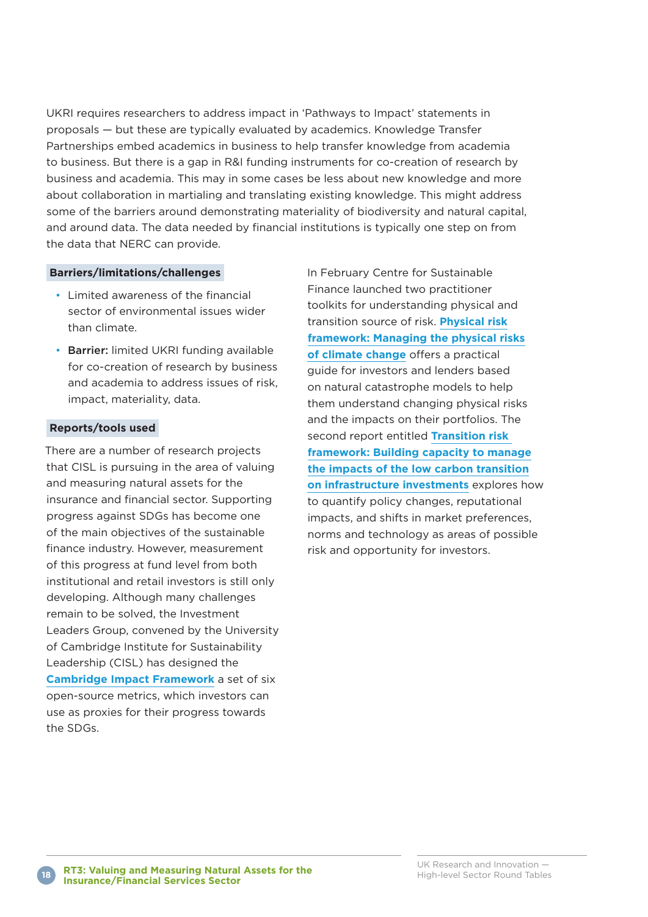UKRI requires researchers to address impact in 'Pathways to Impact' statements in proposals — but these are typically evaluated by academics. Knowledge Transfer Partnerships embed academics in business to help transfer knowledge from academia to business. But there is a gap in R&I funding instruments for co-creation of research by business and academia. This may in some cases be less about new knowledge and more about collaboration in martialing and translating existing knowledge. This might address some of the barriers around demonstrating materiality of biodiversity and natural capital, and around data. The data needed by financial institutions is typically one step on from the data that NERC can provide.

### Barriers/limitations/challenges

- Limited awareness of the financial sector of environmental issues wider than climate.
- **Barrier:** limited UKRI funding available for co-creation of research by business and academia to address issues of risk, impact, materiality, data.

### Reports/tools used

There are a number of research projects that CISL is pursuing in the area of valuing and measuring natural assets for the insurance and financial sector. Supporting progress against SDGs has become one of the main objectives of the sustainable finance industry. However, measurement of this progress at fund level from both institutional and retail investors is still only developing. Although many challenges remain to be solved, the Investment Leaders Group, convened by the University of Cambridge Institute for Sustainability Leadership (CISL) has designed the **Cambridge Impact Framework** a set of six open-source metrics, which investors can use as proxies for their progress towards the SDGs.

In February Centre for Sustainable Finance launched two practitioner toolkits for understanding physical and transition source of risk. **Physical risk framework: Managing the physical risks of climate change** offers a practical guide for investors and lenders based on natural catastrophe models to help them understand changing physical risks and the impacts on their portfolios. The second report entitled **Transition risk framework: Building capacity to manage the impacts of the low carbon transition on infrastructure investments** explores how to quantify policy changes, reputational impacts, and shifts in market preferences, norms and technology as areas of possible risk and opportunity for investors.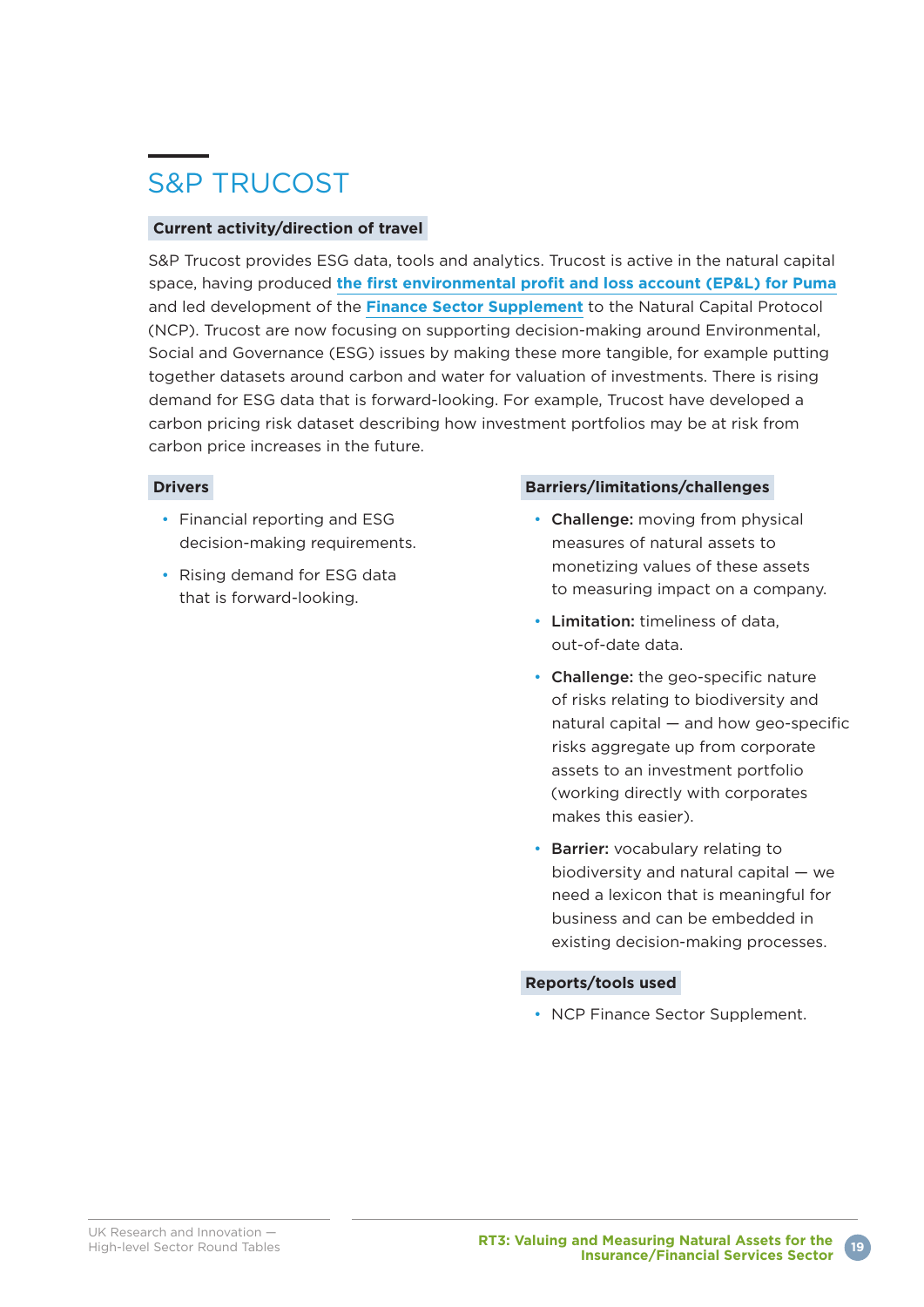## S&P TRUCOST

### Current activity/direction of travel

S&P Trucost provides ESG data, tools and analytics. Trucost is active in the natural capital space, having produced **the first environmental profit and loss account (EP&L) for Puma** and led development of the **Finance Sector Supplement** to the Natural Capital Protocol (NCP). Trucost are now focusing on supporting decision-making around Environmental, Social and Governance (ESG) issues by making these more tangible, for example putting together datasets around carbon and water for valuation of investments. There is rising demand for ESG data that is forward-looking. For example, Trucost have developed a carbon pricing risk dataset describing how investment portfolios may be at risk from carbon price increases in the future.

### Drivers

- Financial reporting and ESG decision-making requirements.
- Rising demand for ESG data that is forward-looking.

### Barriers/limitations/challenges

- **Challenge:** moving from physical measures of natural assets to monetizing values of these assets to measuring impact on a company.
- **Limitation:** timeliness of data, out-of-date data.
- **Challenge:** the geo-specific nature of risks relating to biodiversity and natural capital — and how geo-specific risks aggregate up from corporate assets to an investment portfolio (working directly with corporates makes this easier).
- **Barrier:** vocabulary relating to biodiversity and natural capital — we need a lexicon that is meaningful for business and can be embedded in existing decision-making processes.

### Reports/tools used

- NCP Finance Sector Supplement.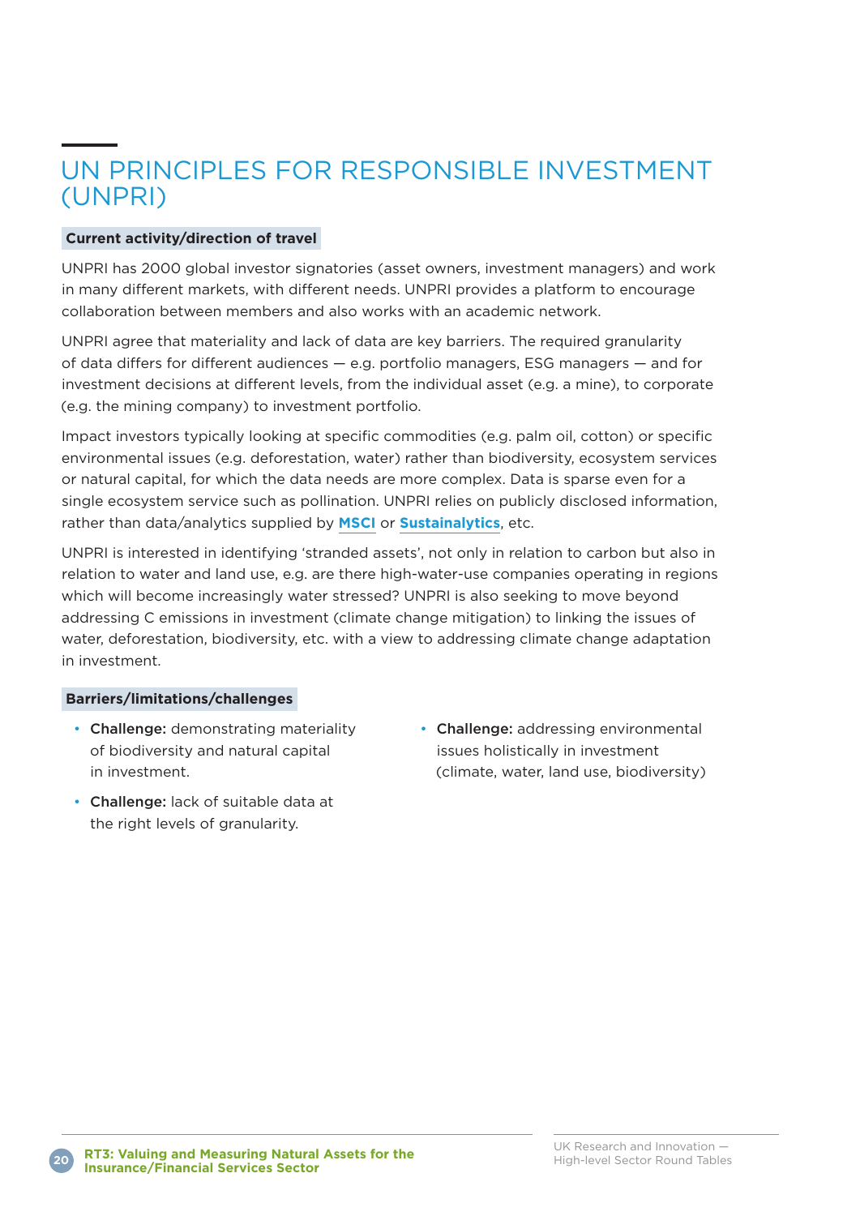# UN PRINCIPLES FOR RESPONSIBLE INVESTMENT (UNPRI)

**Current activity/direction of travel**

UNPRI has 2000 global investor signatories (asset owners, investment managers) and work in many different markets, with different needs. UNPRI provides a platform to encourage collaboration between members and also works with an academic network.

UNPRI agree that materiality and lack of data are key barriers. The required granularity of data differs for different audiences — e.g. portfolio managers, ESG managers — and for investment decisions at different levels, from the individual asset (e.g. a mine), to corporate (e.g. the mining company) to investment portfolio.

Impact investors typically looking at specific commodities (e.g. palm oil, cotton) or specific environmental issues (e.g. deforestation, water) rather than biodiversity, ecosystem services or natural capital, for which the data needs are more complex. Data is sparse even for a single ecosystem service such as pollination. UNPRI relies on publicly disclosed information, rather than data/analytics supplied by **MSCI** or **Sustainalytics**, etc.

UNPRI is interested in identifying 'stranded assets', not only in relation to carbon but also in relation to water and land use, e.g. are there high-water-use companies operating in regions which will become increasingly water stressed? UNPRI is also seeking to move beyond addressing C emissions in investment (climate change mitigation) to linking the issues of water, deforestation, biodiversity, etc. with a view to addressing climate change adaptation in investment.

**Barriers/limitations/challenges**

- **Challenge:** demonstrating materiality of biodiversity and natural capital in investment.
- **Challenge:** lack of suitable data at the right levels of granularity.
- **Challenge:** addressing environmental issues holistically in investment (climate, water, land use, biodiversity)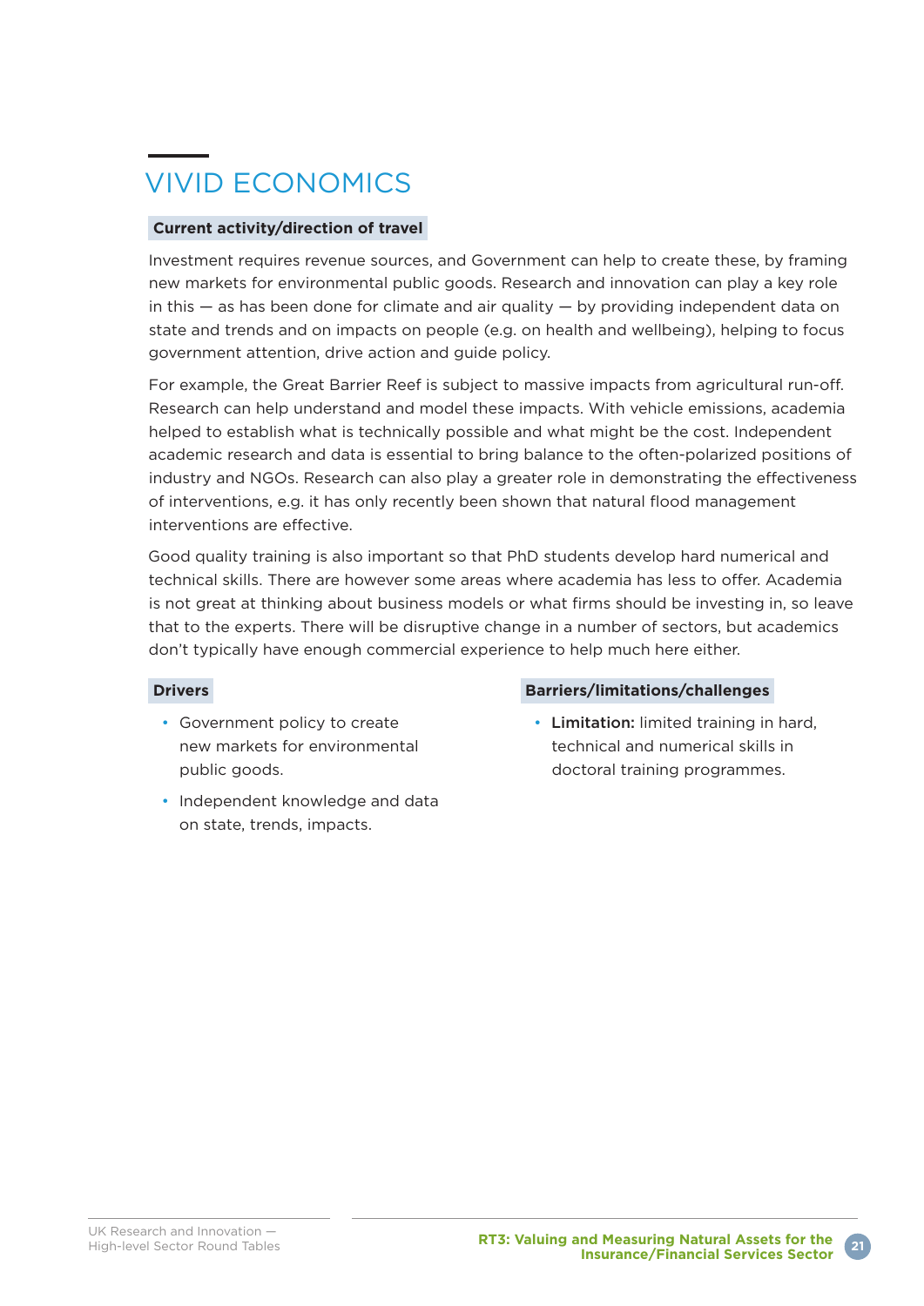## VIVID ECONOMICS

### Current activity/direction of travel

Investment requires revenue sources, and Government can help to create these, by framing new markets for environmental public goods. Research and innovation can play a key role in this — as has been done for climate and air quality — by providing independent data on state and trends and on impacts on people (e.g. on health and wellbeing), helping to focus government attention, drive action and guide policy.

For example, the Great Barrier Reef is subject to massive impacts from agricultural run-off. Research can help understand and model these impacts. With vehicle emissions, academia helped to establish what is technically possible and what might be the cost. Independent academic research and data is essential to bring balance to the often-polarized positions of industry and NGOs. Research can also play a greater role in demonstrating the effectiveness of interventions, e.g. it has only recently been shown that natural flood management interventions are effective.

Good quality training is also important so that PhD students develop hard numerical and technical skills. There are however some areas where academia has less to offer. Academia is not great at thinking about business models or what firms should be investing in, so leave that to the experts. There will be disruptive change in a number of sectors, but academics don't typically have enough commercial experience to help much here either.

### Drivers

- Government policy to create new markets for environmental public goods.
- Independent knowledge and data on state, trends, impacts.

### Barriers/limitations/challenges

- **Limitation:** limited training in hard, technical and numerical skills in doctoral training programmes.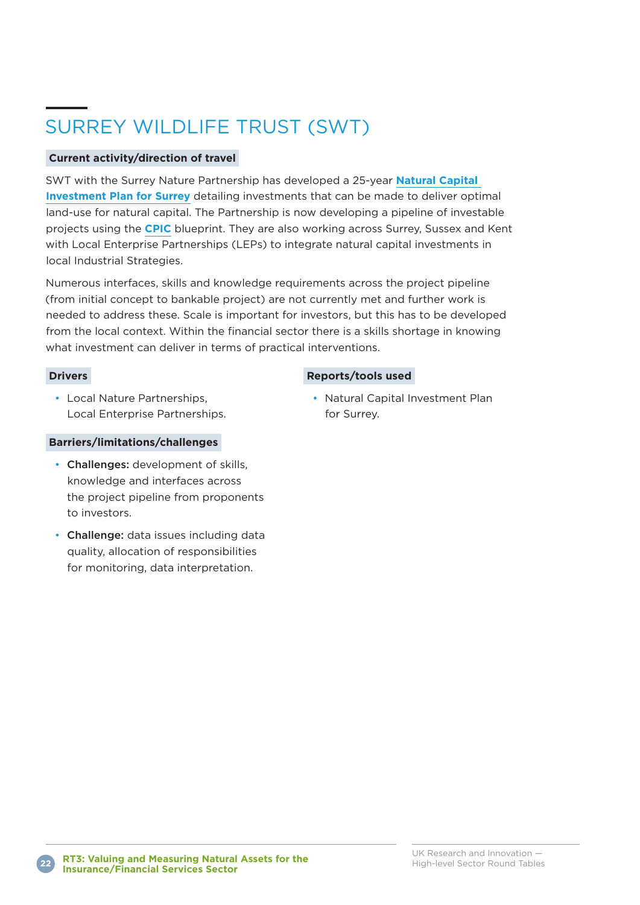# SURREY WILDLIFE TRUST (SWT)

### Current activity/direction of travel

SWT with the Surrey Nature Partnership has developed a 25-year **Natural Capital Investment Plan for Surrey** detailing investments that can be made to deliver optimal land-use for natural capital. The Partnership is now developing a pipeline of investable projects using the **CPIC** blueprint. They are also working across Surrey, Sussex and Kent with Local Enterprise Partnerships (LEPs) to integrate natural capital investments in local Industrial Strategies.

Numerous interfaces, skills and knowledge requirements across the project pipeline (from initial concept to bankable project) are not currently met and further work is needed to address these. Scale is important for investors, but this has to be developed from the local context. Within the financial sector there is a skills shortage in knowing what investment can deliver in terms of practical interventions.

### Drivers

- Local Nature Partnerships, Local Enterprise Partnerships.

### Barriers/limitations/challenges

- **Challenges:** development of skills, knowledge and interfaces across the project pipeline from proponents to investors.
- **Challenge:** data issues including data quality, allocation of responsibilities for monitoring, data interpretation.

### Reports/tools used

- Natural Capital Investment Plan for Surrey.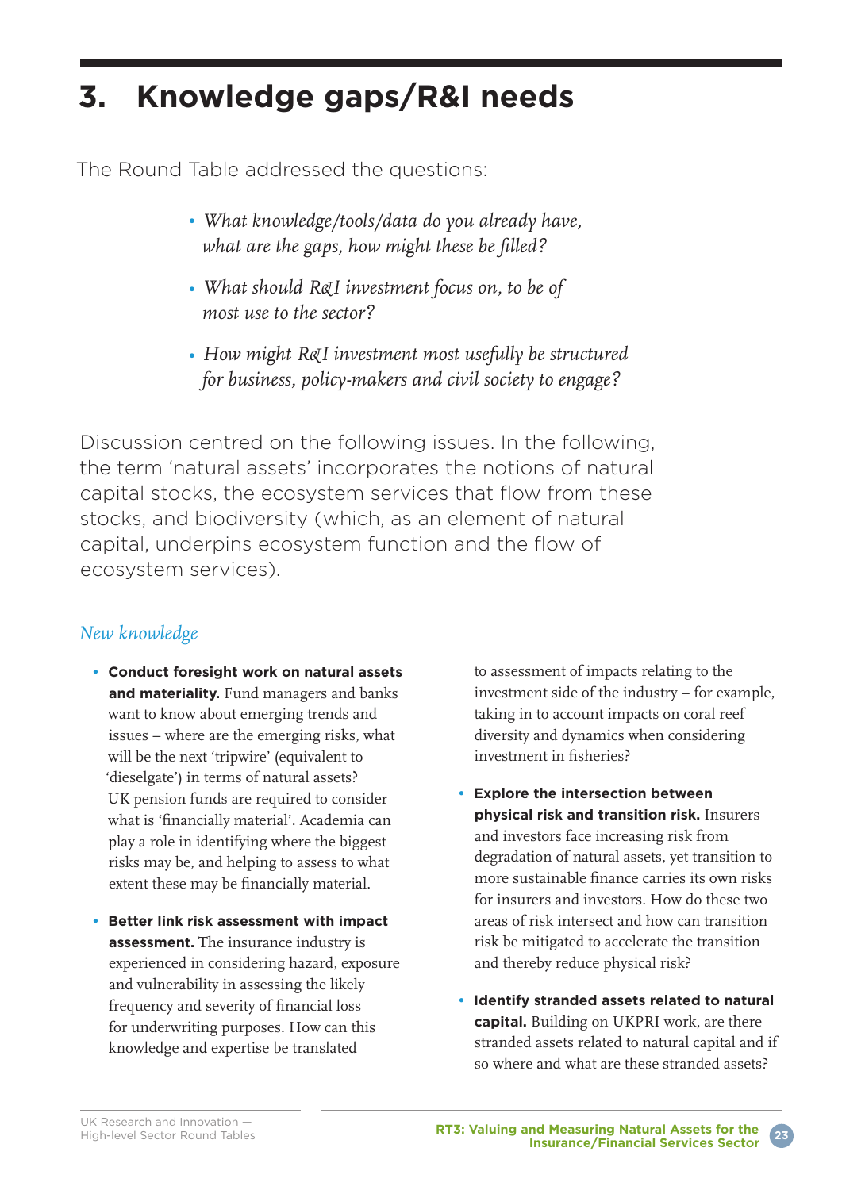# 3. Knowledge gaps/R&I needs

The Round Table addressed the questions:

- *What knowledge/tools/data do you already have, what are the gaps, how might these be filled?*
- *What should R&I investment focus on, to be of most use to the sector?*
- *How might R&I investment most usefully be structured for business, policy-makers and civil society to engage?*

Discussion centred on the following issues. In the following, the term 'natural assets' incorporates the notions of natural capital stocks, the ecosystem services that flow from these stocks, and biodiversity (which, as an element of natural capital, underpins ecosystem function and the flow of ecosystem services).

## *New knowledge*

- **Conduct foresight work on natural assets and materiality.** Fund managers and banks want to know about emerging trends and issues – where are the emerging risks, what will be the next 'tripwire' (equivalent to 'dieselgate') in terms of natural assets? UK pension funds are required to consider what is 'financially material'. Academia can play a role in identifying where the biggest risks may be, and helping to assess to what extent these may be financially material.
- **Better link risk assessment with impact assessment.** The insurance industry is experienced in considering hazard, exposure and vulnerability in assessing the likely frequency and severity of financial loss for underwriting purposes. How can this knowledge and expertise be translated to assessment of impacts relating to the investment side of the industry – for example, taking in to account impacts on coral reef diversity and dynamics when considering investment in fisheries?
- **Explore the intersection between physical risk and transition risk.** Insurers and investors face increasing risk from degradation of natural assets, yet transition to more sustainable finance carries its own risks for insurers and investors. How do these two areas of risk intersect and how can transition risk be mitigated to accelerate the transition and thereby reduce physical risk?
- **Identify stranded assets related to natural capital.** Building on UKPRI work, are there stranded assets related to natural capital and if so where and what are these stranded assets?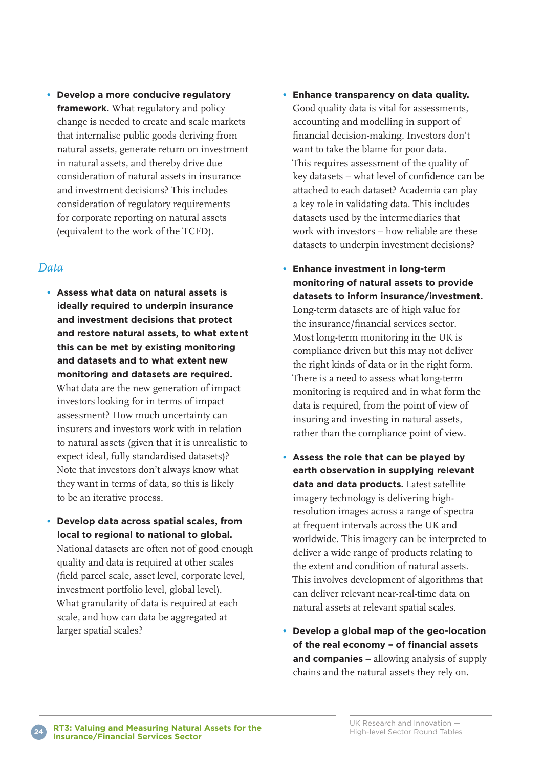- **Develop a more conducive regulatory framework.** What regulatory and policy change is needed to create and scale markets that internalise public goods deriving from natural assets, generate return on investment in natural assets, and thereby drive due consideration of natural assets in insurance and investment decisions? This includes consideration of regulatory requirements for corporate reporting on natural assets (equivalent to the work of the TCFD).

## *Data*

- **Assess what data on natural assets is ideally required to underpin insurance and investment decisions that protect and restore natural assets, to what extent this can be met by existing monitoring and datasets and to what extent new monitoring and datasets are required.** What data are the new generation of impact investors looking for in terms of impact assessment? How much uncertainty can insurers and investors work with in relation to natural assets (given that it is unrealistic to expect ideal, fully standardised datasets)? Note that investors don't always know what they want in terms of data, so this is likely to be an iterative process.

- **Develop data across spatial scales, from local to regional to national to global.** National datasets are often not of good enough quality and data is required at other scales (field parcel scale, asset level, corporate level, investment portfolio level, global level). What granularity of data is required at each scale, and how can data be aggregated at larger spatial scales?

- **Enhance transparency on data quality.** Good quality data is vital for assessments, accounting and modelling in support of financial decision-making. Investors don't want to take the blame for poor data. This requires assessment of the quality of key datasets – what level of confidence can be attached to each dataset? Academia can play a key role in validating data. This includes datasets used by the intermediaries that work with investors – how reliable are these datasets to underpin investment decisions?

- **Enhance investment in long-term monitoring of natural assets to provide datasets to inform insurance/investment.** Long-term datasets are of high value for the insurance/financial services sector. Most long-term monitoring in the UK is compliance driven but this may not deliver the right kinds of data or in the right form. There is a need to assess what long-term monitoring is required and in what form the data is required, from the point of view of insuring and investing in natural assets, rather than the compliance point of view.

- **Assess the role that can be played by earth observation in supplying relevant data and data products.** Latest satellite imagery technology is delivering high-resolution images across a range of spectra at frequent intervals across the UK and worldwide. This imagery can be interpreted to deliver a wide range of products relating to the extent and condition of natural assets. This involves development of algorithms that can deliver relevant near-real-time data on natural assets at relevant spatial scales.

- **Develop a global map of the geo-location of the real economy – of financial assets and companies** – allowing analysis of supply chains and the natural assets they rely on.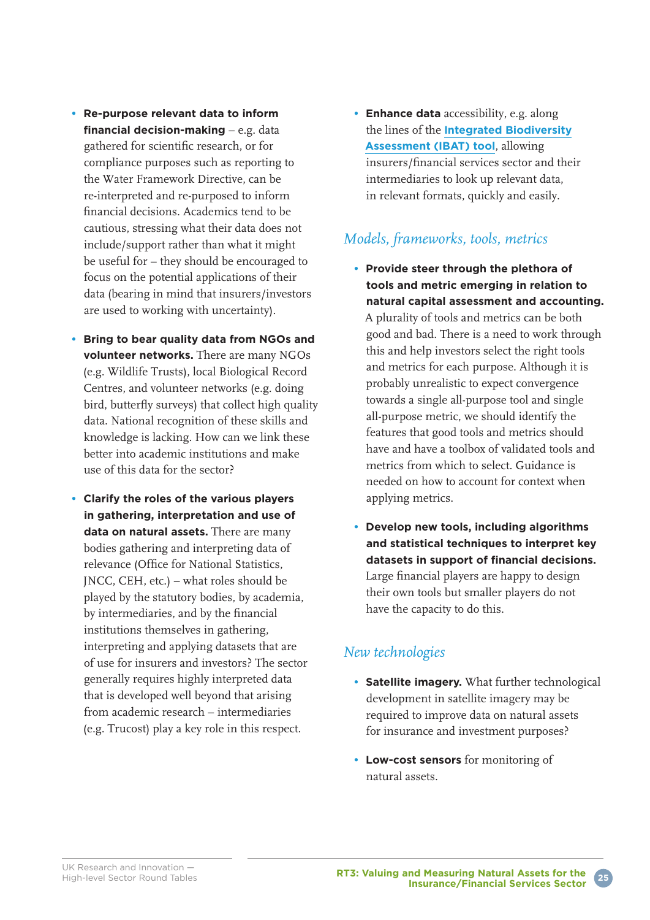- **Re-purpose relevant data to inform financial decision-making** – e.g. data gathered for scientific research, or for compliance purposes such as reporting to the Water Framework Directive, can be re-interpreted and re-purposed to inform financial decisions. Academics tend to be cautious, stressing what their data does not include/support rather than what it might be useful for – they should be encouraged to focus on the potential applications of their data (bearing in mind that insurers/investors are used to working with uncertainty).

- **Bring to bear quality data from NGOs and volunteer networks.** There are many NGOs (e.g. Wildlife Trusts), local Biological Record Centres, and volunteer networks (e.g. doing bird, butterfly surveys) that collect high quality data. National recognition of these skills and knowledge is lacking. How can we link these better into academic institutions and make use of this data for the sector?

- **Clarify the roles of the various players in gathering, interpretation and use of data on natural assets.** There are many bodies gathering and interpreting data of relevance (Office for National Statistics, JNCC, CEH, etc.) – what roles should be played by the statutory bodies, by academia, by intermediaries, and by the financial institutions themselves in gathering, interpreting and applying datasets that are of use for insurers and investors? The sector generally requires highly interpreted data that is developed well beyond that arising from academic research – intermediaries (e.g. Trucost) play a key role in this respect.

- **Enhance data** accessibility, e.g. along the lines of the **Integrated Biodiversity Assessment (IBAT) tool**, allowing insurers/financial services sector and their intermediaries to look up relevant data, in relevant formats, quickly and easily.

## *Models, frameworks, tools, metrics*

- **Provide steer through the plethora of tools and metric emerging in relation to natural capital assessment and accounting.** A plurality of tools and metrics can be both good and bad. There is a need to work through this and help investors select the right tools and metrics for each purpose. Although it is probably unrealistic to expect convergence towards a single all-purpose tool and single all-purpose metric, we should identify the features that good tools and metrics should have and have a toolbox of validated tools and metrics from which to select. Guidance is needed on how to account for context when applying metrics.

- **Develop new tools, including algorithms and statistical techniques to interpret key datasets in support of financial decisions.** Large financial players are happy to design their own tools but smaller players do not have the capacity to do this.

## *New technologies*

- **Satellite imagery.** What further technological development in satellite imagery may be required to improve data on natural assets for insurance and investment purposes?

- **Low-cost sensors** for monitoring of natural assets.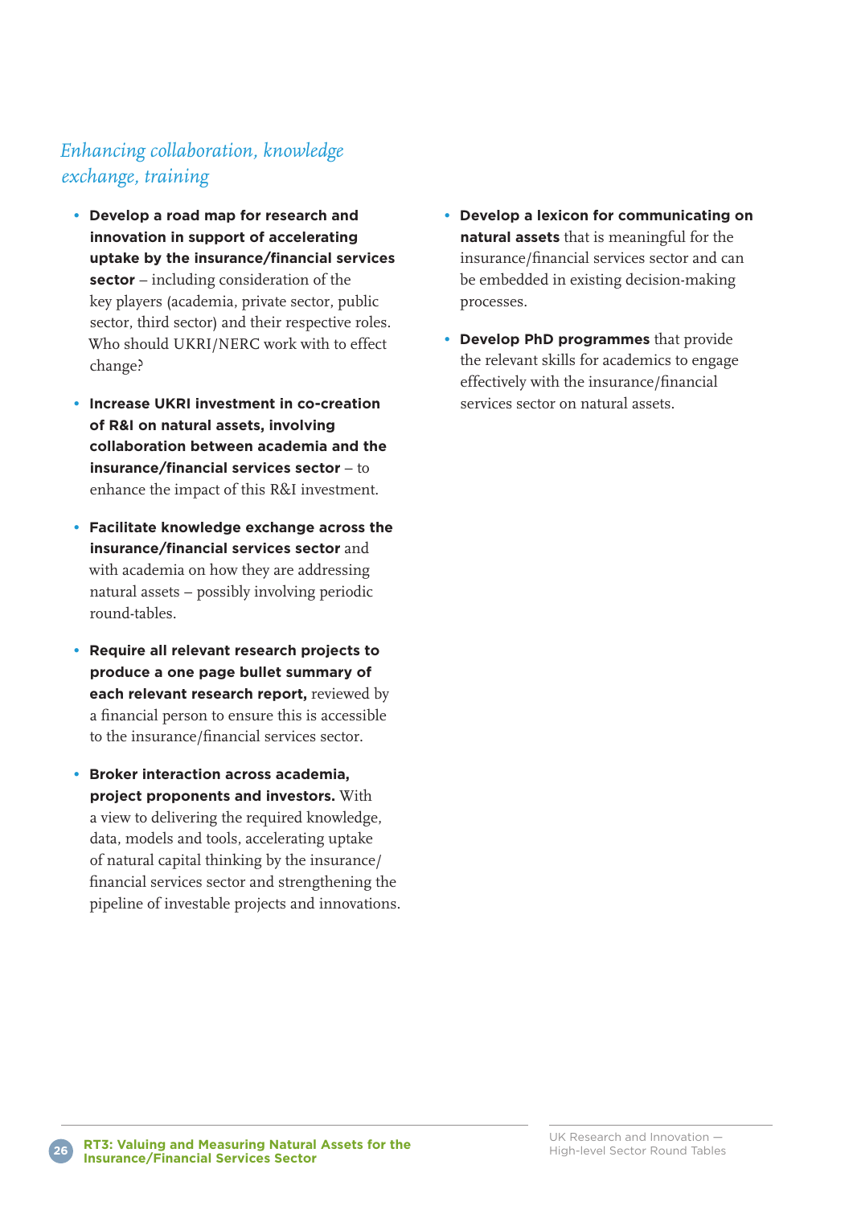## *Enhancing collaboration, knowledge exchange, training*

- **Develop a road map for research and innovation in support of accelerating uptake by the insurance/financial services sector** – including consideration of the key players (academia, private sector, public sector, third sector) and their respective roles. Who should UKRI/NERC work with to effect change?
- **Increase UKRI investment in co-creation of R&I on natural assets, involving collaboration between academia and the insurance/financial services sector** – to enhance the impact of this R&I investment.
- **Facilitate knowledge exchange across the insurance/financial services sector** and with academia on how they are addressing natural assets – possibly involving periodic round-tables.
- **Require all relevant research projects to produce a one page bullet summary of each relevant research report,** reviewed by a financial person to ensure this is accessible to the insurance/financial services sector.
- **Broker interaction across academia, project proponents and investors.** With a view to delivering the required knowledge, data, models and tools, accelerating uptake of natural capital thinking by the insurance/financial services sector and strengthening the pipeline of investable projects and innovations.
- **Develop a lexicon for communicating on natural assets** that is meaningful for the insurance/financial services sector and can be embedded in existing decision-making processes.
- **Develop PhD programmes** that provide the relevant skills for academics to engage effectively with the insurance/financial services sector on natural assets.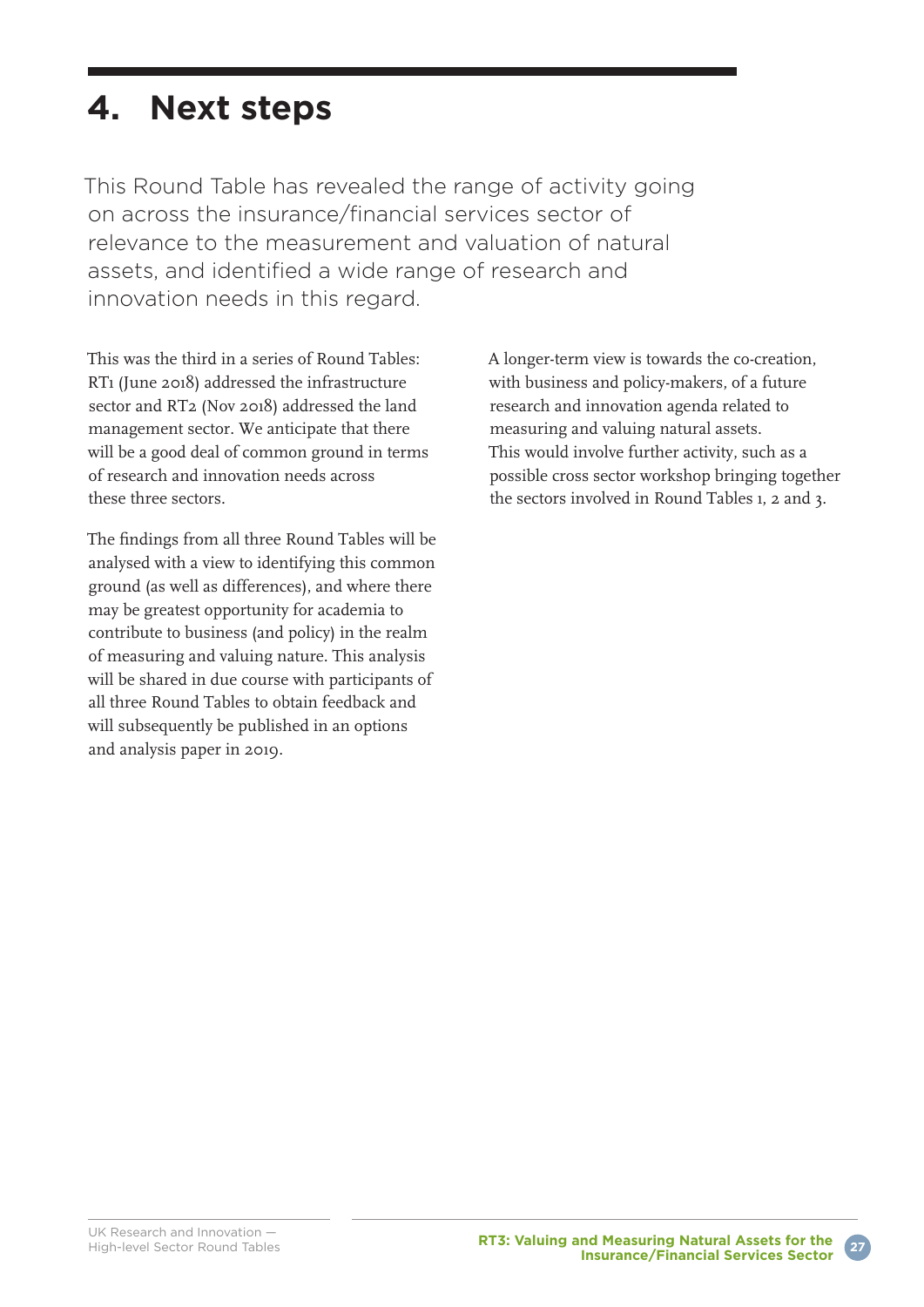# 4. Next steps

This Round Table has revealed the range of activity going on across the insurance/financial services sector of relevance to the measurement and valuation of natural assets, and identified a wide range of research and innovation needs in this regard.

This was the third in a series of Round Tables: RT1 (June 2018) addressed the infrastructure sector and RT2 (Nov 2018) addressed the land management sector. We anticipate that there will be a good deal of common ground in terms of research and innovation needs across these three sectors.

The findings from all three Round Tables will be analysed with a view to identifying this common ground (as well as differences), and where there may be greatest opportunity for academia to contribute to business (and policy) in the realm of measuring and valuing nature. This analysis will be shared in due course with participants of all three Round Tables to obtain feedback and will subsequently be published in an options and analysis paper in 2019.

A longer-term view is towards the co-creation, with business and policy-makers, of a future research and innovation agenda related to measuring and valuing natural assets. This would involve further activity, such as a possible cross sector workshop bringing together the sectors involved in Round Tables 1, 2 and 3.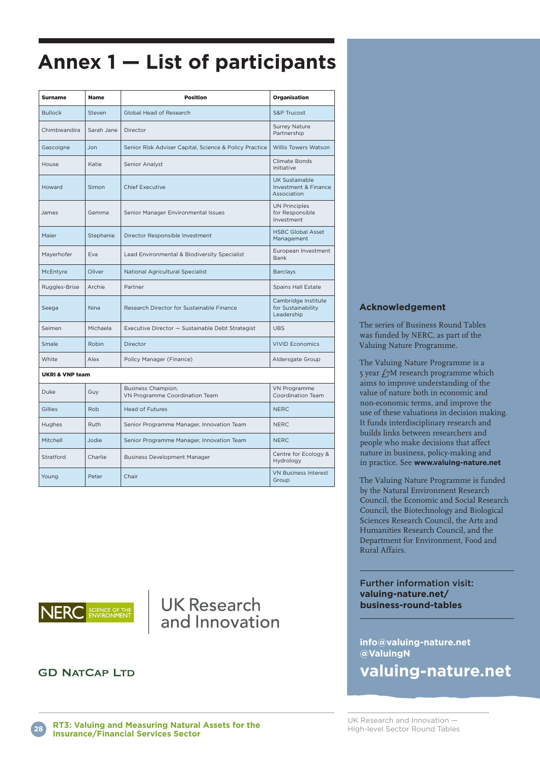# Annex 1 — List of participants

| Surname | Name | Position | Organisation |
|---|---|---|---|
| Bullock | Steven | Global Head of Research | S&P Trucost |
| Chimbwandira | Sarah Jane | Director | Surrey Nature Partnership |
| Gascoigne | Jon | Senior Risk Adviser Capital, Science & Policy Practice | Willis Towers Watson |
| House | Katie | Senior Analyst | Climate Bonds Initiative |
| Howard | Simon | Chief Executive | UK Sustainable Investment & Finance Association |
| James | Gemma | Senior Manager Environmental Issues | UN Principles for Responsible Investment |
| Maier | Stephanie | Director Responsible Investment | HSBC Global Asset Management |
| Mayerhofer | Eva | Lead Environmental & Biodiversity Specialist | European Investment Bank |
| McEntyre | Oliver | National Agricultural Specialist | Barclays |
| Ruggles-Brise | Archie | Partner | Spains Hall Estate |
| Seega | Nina | Research Director for Sustainable Finance | Cambridge Institute for Sustainability Leadership |
| Seimen | Michaela | Executive Director — Sustainable Debt Strategist | UBS |
| Smale | Robin | Director | VIVID Economics |
| White | Alex | Policy Manager (Finance) | Aldersgate Group |
| **UKRI & VNP team** | | | |
| Duke | Guy | Business Champion, VN Programme Coordination Team | VN Programme Coordination Team |
| Gillies | Rob | Head of Futures | NERC |
| Hughes | Ruth | Senior Programme Manager, Innovation Team | NERC |
| Mitchell | Jodie | Senior Programme Manager, Innovation Team | NERC |
| Stratford | Charlie | Business Development Manager | Centre for Ecology & Hydrology |
| Young | Peter | Chair | VN Business Interest Group |

NERC SCIENCE OF THE ENVIRONMENT

UK Research and Innovation

GD NATCAP LTD

### Acknowledgement

The series of Business Round Tables was funded by NERC, as part of the Valuing Nature Programme.

The Valuing Nature Programme is a 5 year £7M research programme which aims to improve understanding of the value of nature both in economic and non-economic terms, and improve the use of these valuations in decision making. It funds interdisciplinary research and builds links between researchers and people who make decisions that affect nature in business, policy-making and in practice. See **www.valuing-nature.net**

The Valuing Nature Programme is funded by the Natural Environment Research Council, the Economic and Social Research Council, the Biotechnology and Biological Sciences Research Council, the Arts and Humanities Research Council, and the Department for Environment, Food and Rural Affairs.

**Further information visit: valuing-nature.net/ business-round-tables**

**info@valuing-nature.net**
**@ValuingN**

**valuing-nature.net**